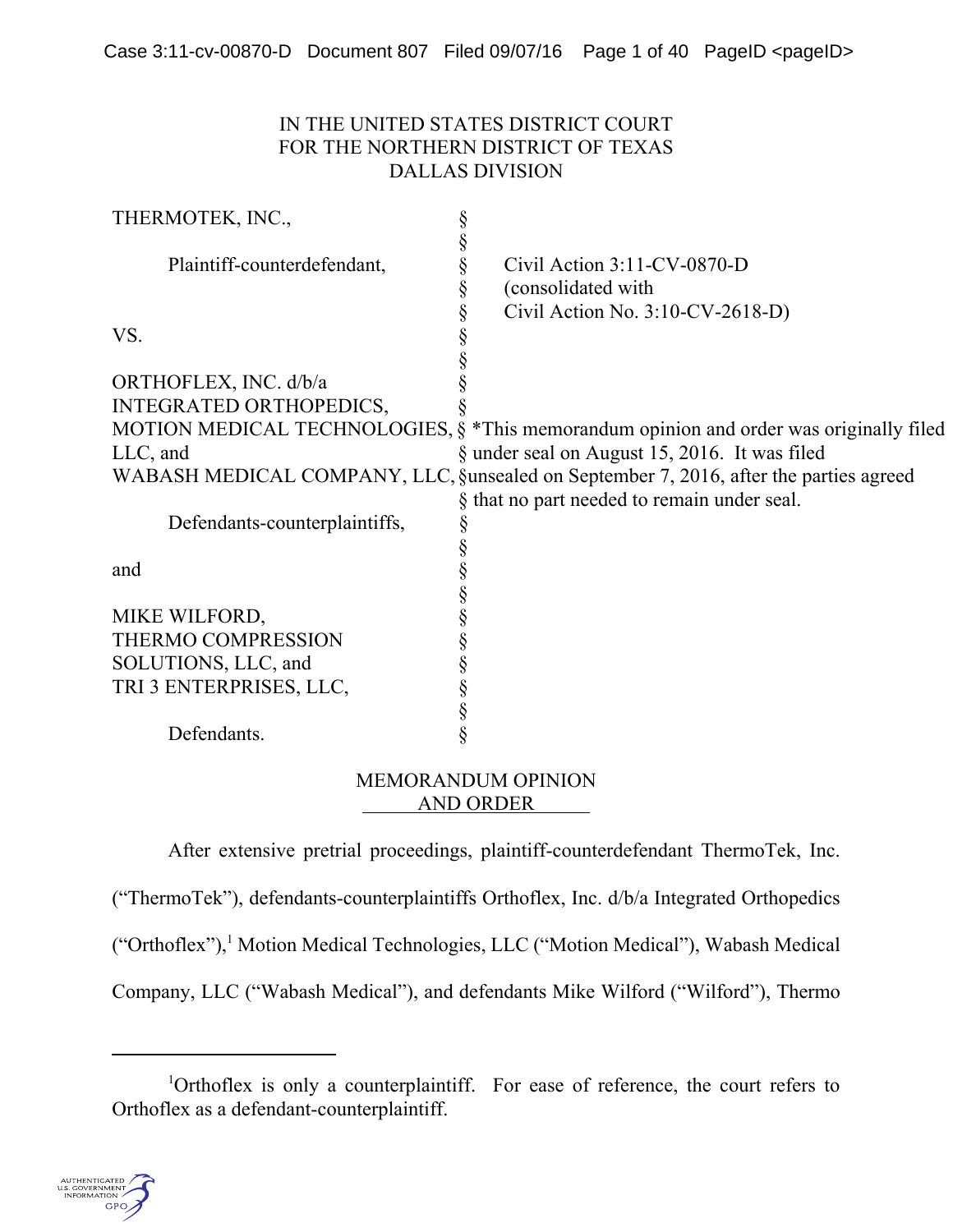IN THE UNITED STATES DISTRICT COURT
FOR THE NORTHERN DISTRICT OF TEXAS
DALLAS DIVISION

| | | |
|---|---|---|
| THERMOTEK, INC., | § | |
| | § | |
| Plaintiff-counterdefendant, | § | Civil Action 3:11-CV-0870-D |
| | § | (consolidated with |
| | § | Civil Action No. 3:10-CV-2618-D) |
| VS. | § | |
| | § | |
| ORTHOFLEX, INC. d/b/a | § | |
| INTEGRATED ORTHOPEDICS, | § | |
| MOTION MEDICAL TECHNOLOGIES, | § | *This memorandum opinion and order was originally filed |
| LLC, and | § | under seal on August 15, 2016. It was filed |
| WABASH MEDICAL COMPANY, LLC, | § | unsealed on September 7, 2016, after the parties agreed |
| | § | that no part needed to remain under seal. |
| Defendants-counterplaintiffs, | § | |
| | § | |
| and | § | |
| | § | |
| MIKE WILFORD, | § | |
| THERMO COMPRESSION | § | |
| SOLUTIONS, LLC, and | § | |
| TRI 3 ENTERPRISES, LLC, | § | |
| | § | |
| Defendants. | § | |

MEMORANDUM OPINION
AND ORDER

After extensive pretrial proceedings, plaintiff-counterdefendant ThermoTek, Inc. ("ThermoTek"), defendants-counterplaintiffs Orthoflex, Inc. d/b/a Integrated Orthopedics ("Orthoflex"),[1] Motion Medical Technologies, LLC ("Motion Medical"), Wabash Medical Company, LLC ("Wabash Medical"), and defendants Mike Wilford ("Wilford"), Thermo

[1] Orthoflex is only a counterplaintiff. For ease of reference, the court refers to Orthoflex as a defendant-counterplaintiff.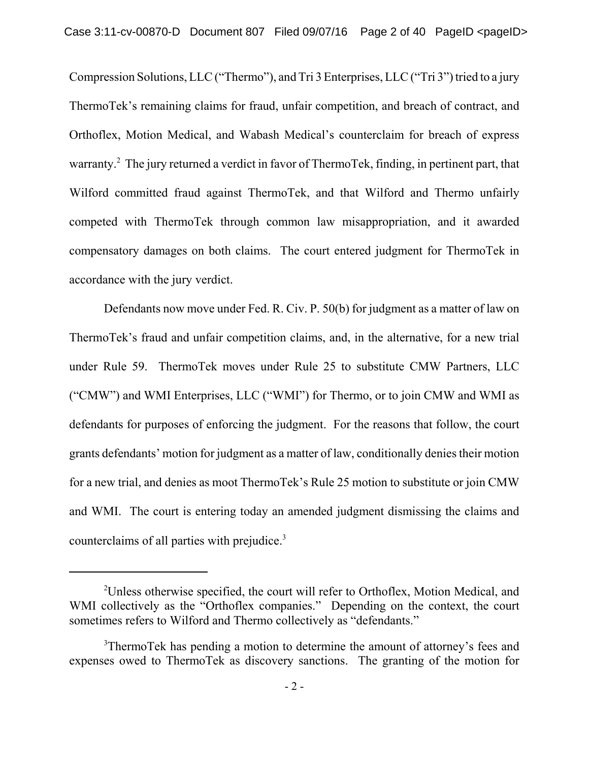Compression Solutions, LLC ("Thermo"), and Tri 3 Enterprises, LLC ("Tri 3") tried to a jury ThermoTek's remaining claims for fraud, unfair competition, and breach of contract, and Orthoflex, Motion Medical, and Wabash Medical's counterclaim for breach of express warranty.[2] The jury returned a verdict in favor of ThermoTek, finding, in pertinent part, that Wilford committed fraud against ThermoTek, and that Wilford and Thermo unfairly competed with ThermoTek through common law misappropriation, and it awarded compensatory damages on both claims. The court entered judgment for ThermoTek in accordance with the jury verdict.

Defendants now move under Fed. R. Civ. P. 50(b) for judgment as a matter of law on ThermoTek's fraud and unfair competition claims, and, in the alternative, for a new trial under Rule 59. ThermoTek moves under Rule 25 to substitute CMW Partners, LLC ("CMW") and WMI Enterprises, LLC ("WMI") for Thermo, or to join CMW and WMI as defendants for purposes of enforcing the judgment. For the reasons that follow, the court grants defendants' motion for judgment as a matter of law, conditionally denies their motion for a new trial, and denies as moot ThermoTek's Rule 25 motion to substitute or join CMW and WMI. The court is entering today an amended judgment dismissing the claims and counterclaims of all parties with prejudice.[3]

---

[2]Unless otherwise specified, the court will refer to Orthoflex, Motion Medical, and WMI collectively as the "Orthoflex companies." Depending on the context, the court sometimes refers to Wilford and Thermo collectively as "defendants."

[3]ThermoTek has pending a motion to determine the amount of attorney's fees and expenses owed to ThermoTek as discovery sanctions. The granting of the motion for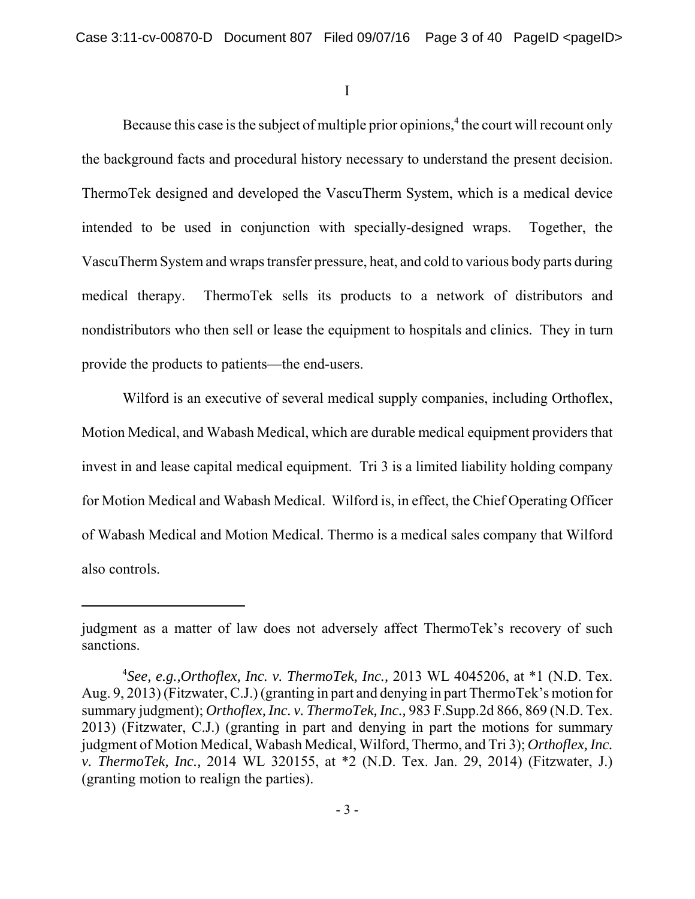# I

Because this case is the subject of multiple prior opinions,[4] the court will recount only the background facts and procedural history necessary to understand the present decision. ThermoTek designed and developed the VascuTherm System, which is a medical device intended to be used in conjunction with specially-designed wraps. Together, the VascuTherm System and wraps transfer pressure, heat, and cold to various body parts during medical therapy. ThermoTek sells its products to a network of distributors and nondistributors who then sell or lease the equipment to hospitals and clinics. They in turn provide the products to patients—the end-users.

Wilford is an executive of several medical supply companies, including Orthoflex, Motion Medical, and Wabash Medical, which are durable medical equipment providers that invest in and lease capital medical equipment. Tri 3 is a limited liability holding company for Motion Medical and Wabash Medical. Wilford is, in effect, the Chief Operating Officer of Wabash Medical and Motion Medical. Thermo is a medical sales company that Wilford also controls.

---

judgment as a matter of law does not adversely affect ThermoTek's recovery of such sanctions.

[4]*See, e.g.,Orthoflex, Inc. v. ThermoTek, Inc.,* 2013 WL 4045206, at *1 (N.D. Tex. Aug. 9, 2013) (Fitzwater, C.J.) (granting in part and denying in part ThermoTek's motion for summary judgment); *Orthoflex, Inc. v. ThermoTek, Inc.,* 983 F.Supp.2d 866, 869 (N.D. Tex. 2013) (Fitzwater, C.J.) (granting in part and denying in part the motions for summary judgment of Motion Medical, Wabash Medical, Wilford, Thermo, and Tri 3); *Orthoflex, Inc. v. ThermoTek, Inc.,* 2014 WL 320155, at *2 (N.D. Tex. Jan. 29, 2014) (Fitzwater, J.) (granting motion to realign the parties).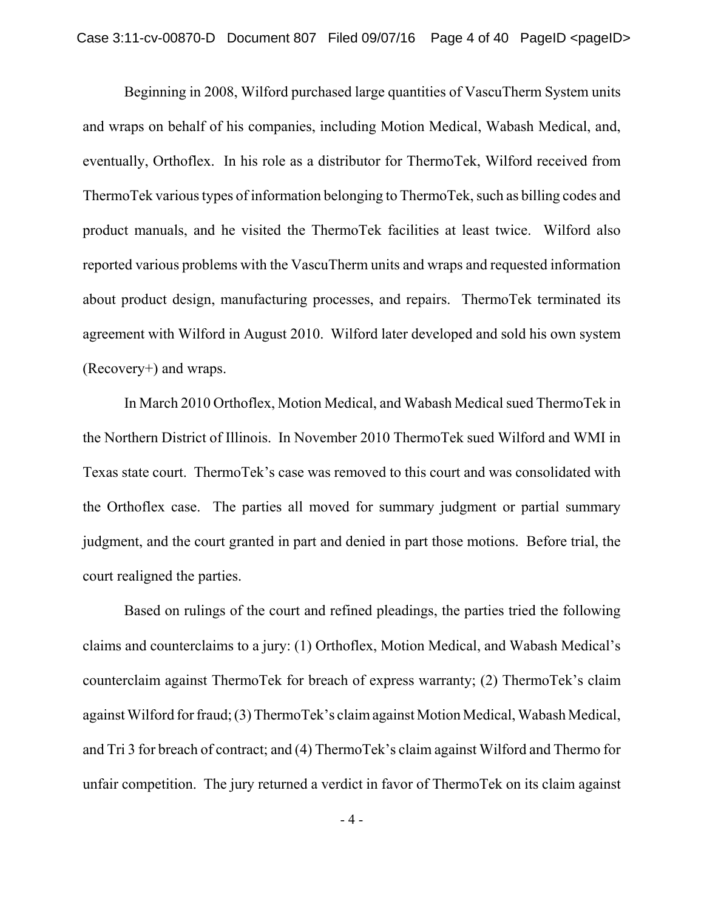Beginning in 2008, Wilford purchased large quantities of VascuTherm System units and wraps on behalf of his companies, including Motion Medical, Wabash Medical, and, eventually, Orthoflex. In his role as a distributor for ThermoTek, Wilford received from ThermoTek various types of information belonging to ThermoTek, such as billing codes and product manuals, and he visited the ThermoTek facilities at least twice. Wilford also reported various problems with the VascuTherm units and wraps and requested information about product design, manufacturing processes, and repairs. ThermoTek terminated its agreement with Wilford in August 2010. Wilford later developed and sold his own system (Recovery+) and wraps.

In March 2010 Orthoflex, Motion Medical, and Wabash Medical sued ThermoTek in the Northern District of Illinois. In November 2010 ThermoTek sued Wilford and WMI in Texas state court. ThermoTek's case was removed to this court and was consolidated with the Orthoflex case. The parties all moved for summary judgment or partial summary judgment, and the court granted in part and denied in part those motions. Before trial, the court realigned the parties.

Based on rulings of the court and refined pleadings, the parties tried the following claims and counterclaims to a jury: (1) Orthoflex, Motion Medical, and Wabash Medical's counterclaim against ThermoTek for breach of express warranty; (2) ThermoTek's claim against Wilford for fraud; (3) ThermoTek's claim against Motion Medical, Wabash Medical, and Tri 3 for breach of contract; and (4) ThermoTek's claim against Wilford and Thermo for unfair competition. The jury returned a verdict in favor of ThermoTek on its claim against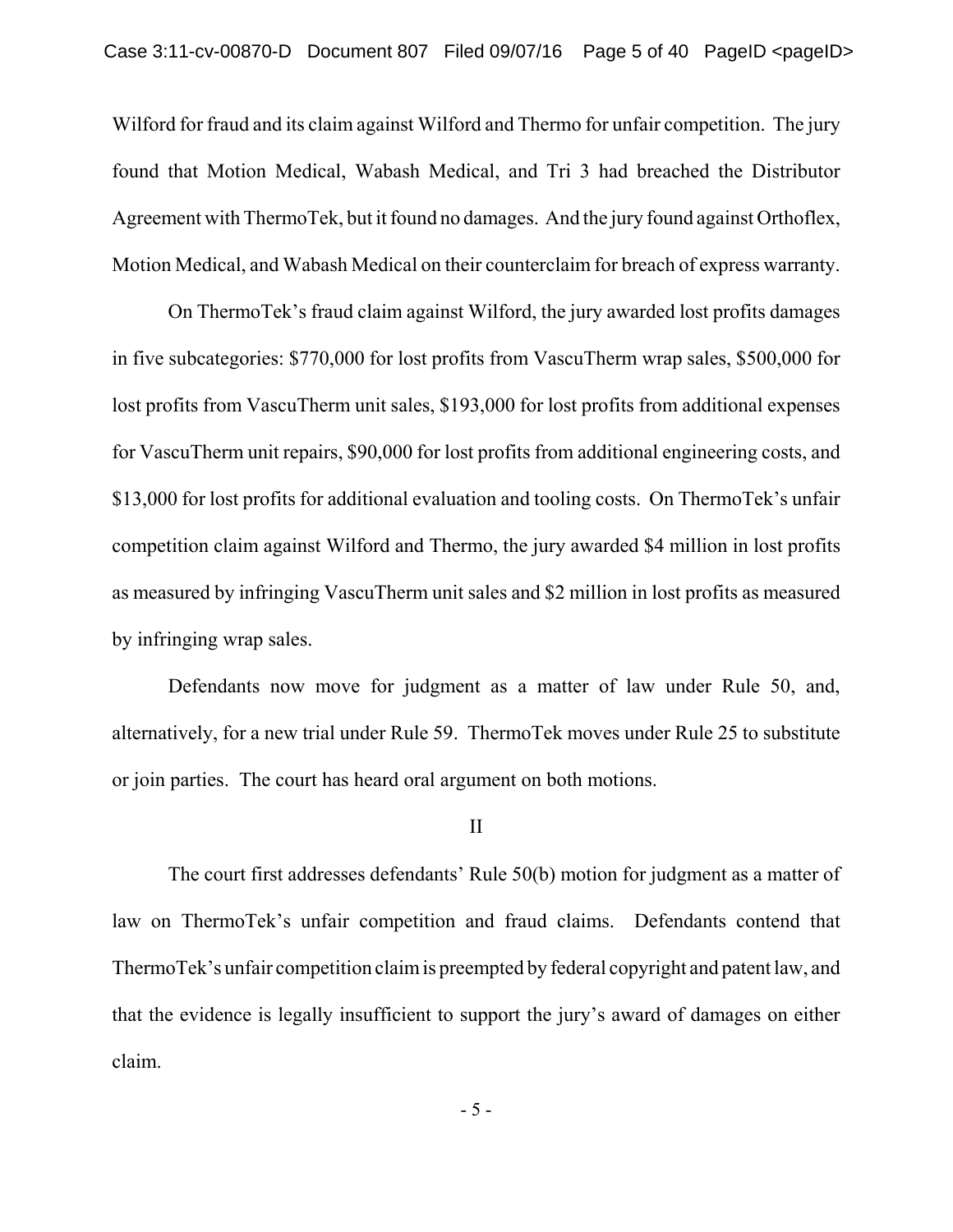Wilford for fraud and its claim against Wilford and Thermo for unfair competition. The jury found that Motion Medical, Wabash Medical, and Tri 3 had breached the Distributor Agreement with ThermoTek, but it found no damages. And the jury found against Orthoflex, Motion Medical, and Wabash Medical on their counterclaim for breach of express warranty.

On ThermoTek's fraud claim against Wilford, the jury awarded lost profits damages in five subcategories: $770,000 for lost profits from VascuTherm wrap sales, $500,000 for lost profits from VascuTherm unit sales, $193,000 for lost profits from additional expenses for VascuTherm unit repairs, $90,000 for lost profits from additional engineering costs, and $13,000 for lost profits for additional evaluation and tooling costs. On ThermoTek's unfair competition claim against Wilford and Thermo, the jury awarded $4 million in lost profits as measured by infringing VascuTherm unit sales and $2 million in lost profits as measured by infringing wrap sales.

Defendants now move for judgment as a matter of law under Rule 50, and, alternatively, for a new trial under Rule 59. ThermoTek moves under Rule 25 to substitute or join parties. The court has heard oral argument on both motions.

## II

The court first addresses defendants' Rule 50(b) motion for judgment as a matter of law on ThermoTek's unfair competition and fraud claims. Defendants contend that ThermoTek's unfair competition claim is preempted by federal copyright and patent law, and that the evidence is legally insufficient to support the jury's award of damages on either claim.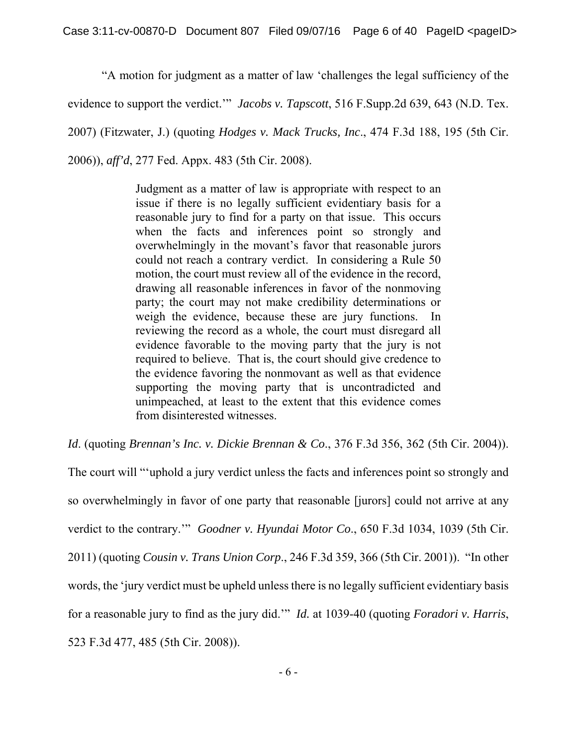"A motion for judgment as a matter of law 'challenges the legal sufficiency of the evidence to support the verdict.'" *Jacobs v. Tapscott*, 516 F.Supp.2d 639, 643 (N.D. Tex. 2007) (Fitzwater, J.) (quoting *Hodges v. Mack Trucks, Inc*., 474 F.3d 188, 195 (5th Cir. 2006)), *aff'd*, 277 Fed. Appx. 483 (5th Cir. 2008).

> Judgment as a matter of law is appropriate with respect to an issue if there is no legally sufficient evidentiary basis for a reasonable jury to find for a party on that issue. This occurs when the facts and inferences point so strongly and overwhelmingly in the movant's favor that reasonable jurors could not reach a contrary verdict. In considering a Rule 50 motion, the court must review all of the evidence in the record, drawing all reasonable inferences in favor of the nonmoving party; the court may not make credibility determinations or weigh the evidence, because these are jury functions. In reviewing the record as a whole, the court must disregard all evidence favorable to the moving party that the jury is not required to believe. That is, the court should give credence to the evidence favoring the nonmovant as well as that evidence supporting the moving party that is uncontradicted and unimpeached, at least to the extent that this evidence comes from disinterested witnesses.

*Id*. (quoting *Brennan's Inc. v. Dickie Brennan & Co*., 376 F.3d 356, 362 (5th Cir. 2004)). The court will "'uphold a jury verdict unless the facts and inferences point so strongly and so overwhelmingly in favor of one party that reasonable [jurors] could not arrive at any verdict to the contrary.'" *Goodner v. Hyundai Motor Co*., 650 F.3d 1034, 1039 (5th Cir. 2011) (quoting *Cousin v. Trans Union Corp*., 246 F.3d 359, 366 (5th Cir. 2001)). "In other words, the 'jury verdict must be upheld unless there is no legally sufficient evidentiary basis for a reasonable jury to find as the jury did.'" *Id.* at 1039-40 (quoting *Foradori v. Harris*, 523 F.3d 477, 485 (5th Cir. 2008)).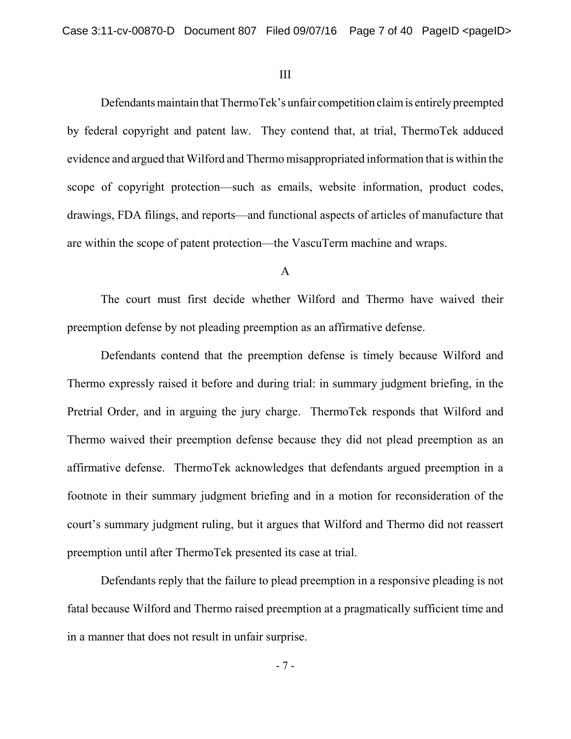III

Defendants maintain that ThermoTek's unfair competition claim is entirely preempted by federal copyright and patent law. They contend that, at trial, ThermoTek adduced evidence and argued that Wilford and Thermo misappropriated information that is within the scope of copyright protection—such as emails, website information, product codes, drawings, FDA filings, and reports—and functional aspects of articles of manufacture that are within the scope of patent protection—the VascuTerm machine and wraps.

A

The court must first decide whether Wilford and Thermo have waived their preemption defense by not pleading preemption as an affirmative defense.

Defendants contend that the preemption defense is timely because Wilford and Thermo expressly raised it before and during trial: in summary judgment briefing, in the Pretrial Order, and in arguing the jury charge. ThermoTek responds that Wilford and Thermo waived their preemption defense because they did not plead preemption as an affirmative defense. ThermoTek acknowledges that defendants argued preemption in a footnote in their summary judgment briefing and in a motion for reconsideration of the court's summary judgment ruling, but it argues that Wilford and Thermo did not reassert preemption until after ThermoTek presented its case at trial.

Defendants reply that the failure to plead preemption in a responsive pleading is not fatal because Wilford and Thermo raised preemption at a pragmatically sufficient time and in a manner that does not result in unfair surprise.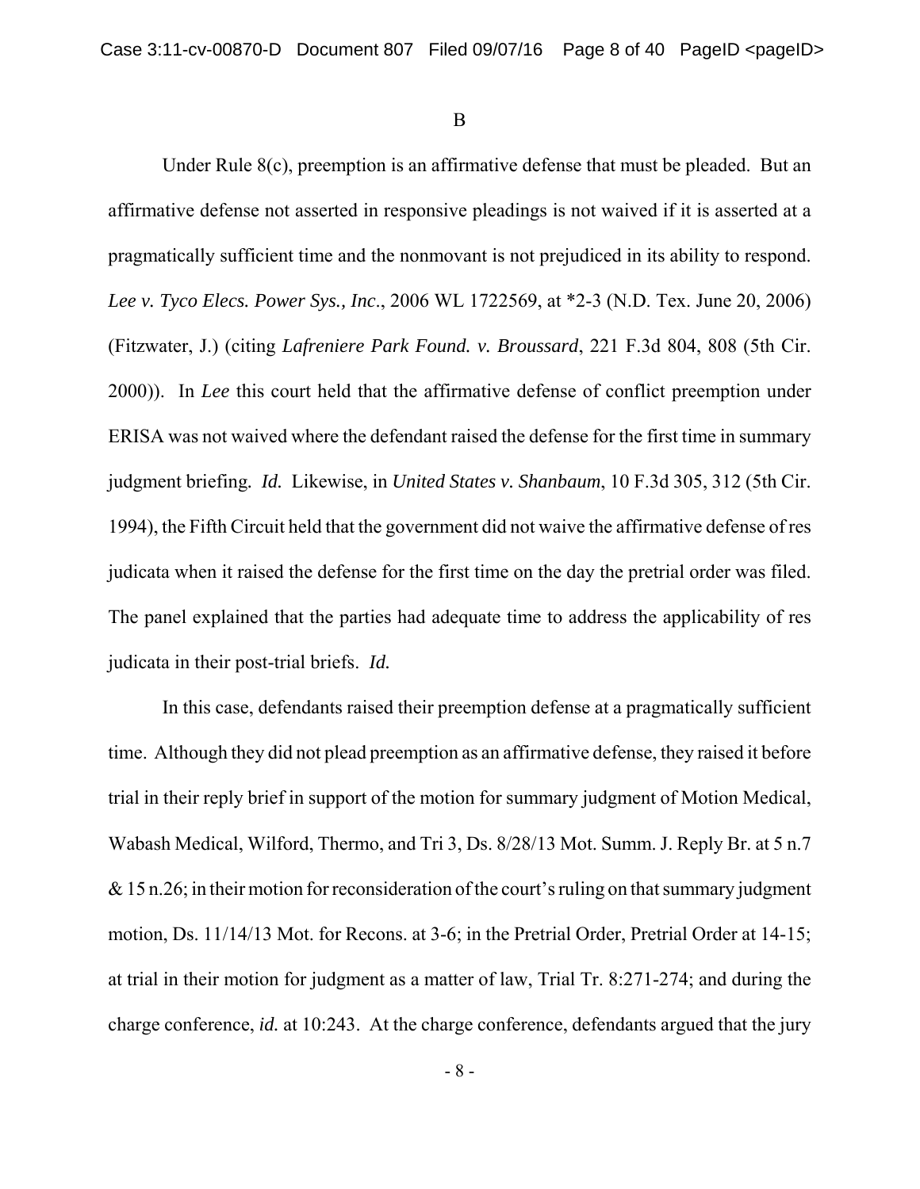B

Under Rule 8(c), preemption is an affirmative defense that must be pleaded. But an affirmative defense not asserted in responsive pleadings is not waived if it is asserted at a pragmatically sufficient time and the nonmovant is not prejudiced in its ability to respond. *Lee v. Tyco Elecs. Power Sys., Inc*., 2006 WL 1722569, at *2-3 (N.D. Tex. June 20, 2006) (Fitzwater, J.) (citing *Lafreniere Park Found. v. Broussard*, 221 F.3d 804, 808 (5th Cir. 2000)). In *Lee* this court held that the affirmative defense of conflict preemption under ERISA was not waived where the defendant raised the defense for the first time in summary judgment briefing. *Id.* Likewise, in *United States v. Shanbaum*, 10 F.3d 305, 312 (5th Cir. 1994), the Fifth Circuit held that the government did not waive the affirmative defense of res judicata when it raised the defense for the first time on the day the pretrial order was filed. The panel explained that the parties had adequate time to address the applicability of res judicata in their post-trial briefs. *Id.*

In this case, defendants raised their preemption defense at a pragmatically sufficient time. Although they did not plead preemption as an affirmative defense, they raised it before trial in their reply brief in support of the motion for summary judgment of Motion Medical, Wabash Medical, Wilford, Thermo, and Tri 3, Ds. 8/28/13 Mot. Summ. J. Reply Br. at 5 n.7 & 15 n.26; in their motion for reconsideration of the court's ruling on that summary judgment motion, Ds. 11/14/13 Mot. for Recons. at 3-6; in the Pretrial Order, Pretrial Order at 14-15; at trial in their motion for judgment as a matter of law, Trial Tr. 8:271-274; and during the charge conference, *id.* at 10:243. At the charge conference, defendants argued that the jury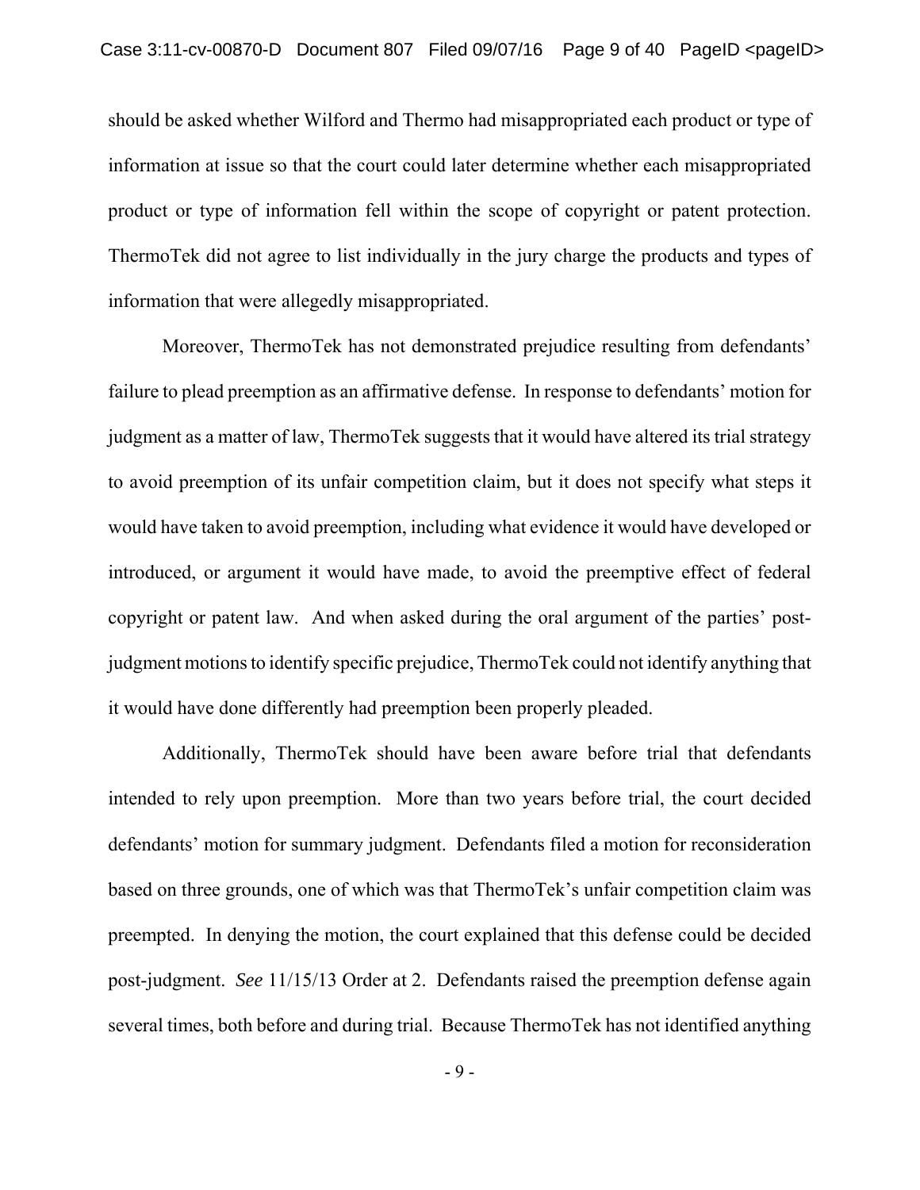should be asked whether Wilford and Thermo had misappropriated each product or type of information at issue so that the court could later determine whether each misappropriated product or type of information fell within the scope of copyright or patent protection. ThermoTek did not agree to list individually in the jury charge the products and types of information that were allegedly misappropriated.

Moreover, ThermoTek has not demonstrated prejudice resulting from defendants' failure to plead preemption as an affirmative defense. In response to defendants' motion for judgment as a matter of law, ThermoTek suggests that it would have altered its trial strategy to avoid preemption of its unfair competition claim, but it does not specify what steps it would have taken to avoid preemption, including what evidence it would have developed or introduced, or argument it would have made, to avoid the preemptive effect of federal copyright or patent law. And when asked during the oral argument of the parties' post-judgment motions to identify specific prejudice, ThermoTek could not identify anything that it would have done differently had preemption been properly pleaded.

Additionally, ThermoTek should have been aware before trial that defendants intended to rely upon preemption. More than two years before trial, the court decided defendants' motion for summary judgment. Defendants filed a motion for reconsideration based on three grounds, one of which was that ThermoTek's unfair competition claim was preempted. In denying the motion, the court explained that this defense could be decided post-judgment. *See* 11/15/13 Order at 2. Defendants raised the preemption defense again several times, both before and during trial. Because ThermoTek has not identified anything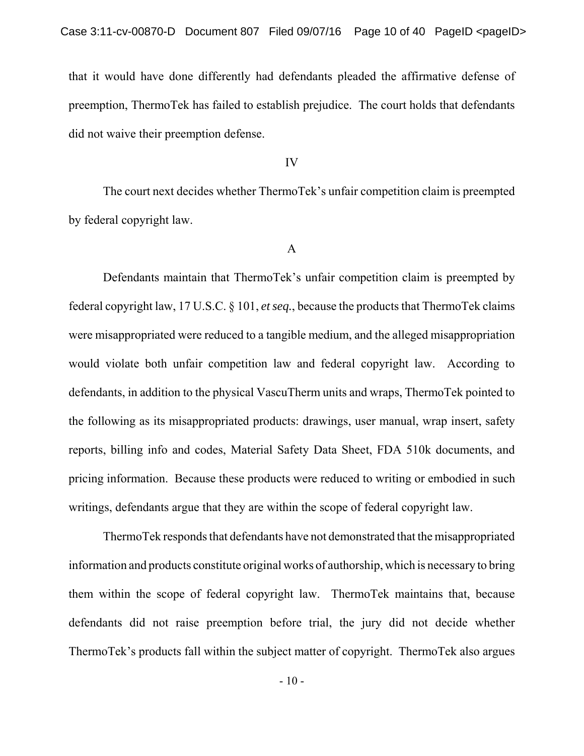that it would have done differently had defendants pleaded the affirmative defense of preemption, ThermoTek has failed to establish prejudice. The court holds that defendants did not waive their preemption defense.

IV

The court next decides whether ThermoTek's unfair competition claim is preempted by federal copyright law.

A

Defendants maintain that ThermoTek's unfair competition claim is preempted by federal copyright law, 17 U.S.C. § 101, *et seq.*, because the products that ThermoTek claims were misappropriated were reduced to a tangible medium, and the alleged misappropriation would violate both unfair competition law and federal copyright law. According to defendants, in addition to the physical VascuTherm units and wraps, ThermoTek pointed to the following as its misappropriated products: drawings, user manual, wrap insert, safety reports, billing info and codes, Material Safety Data Sheet, FDA 510k documents, and pricing information. Because these products were reduced to writing or embodied in such writings, defendants argue that they are within the scope of federal copyright law.

ThermoTek responds that defendants have not demonstrated that the misappropriated information and products constitute original works of authorship, which is necessary to bring them within the scope of federal copyright law. ThermoTek maintains that, because defendants did not raise preemption before trial, the jury did not decide whether ThermoTek's products fall within the subject matter of copyright. ThermoTek also argues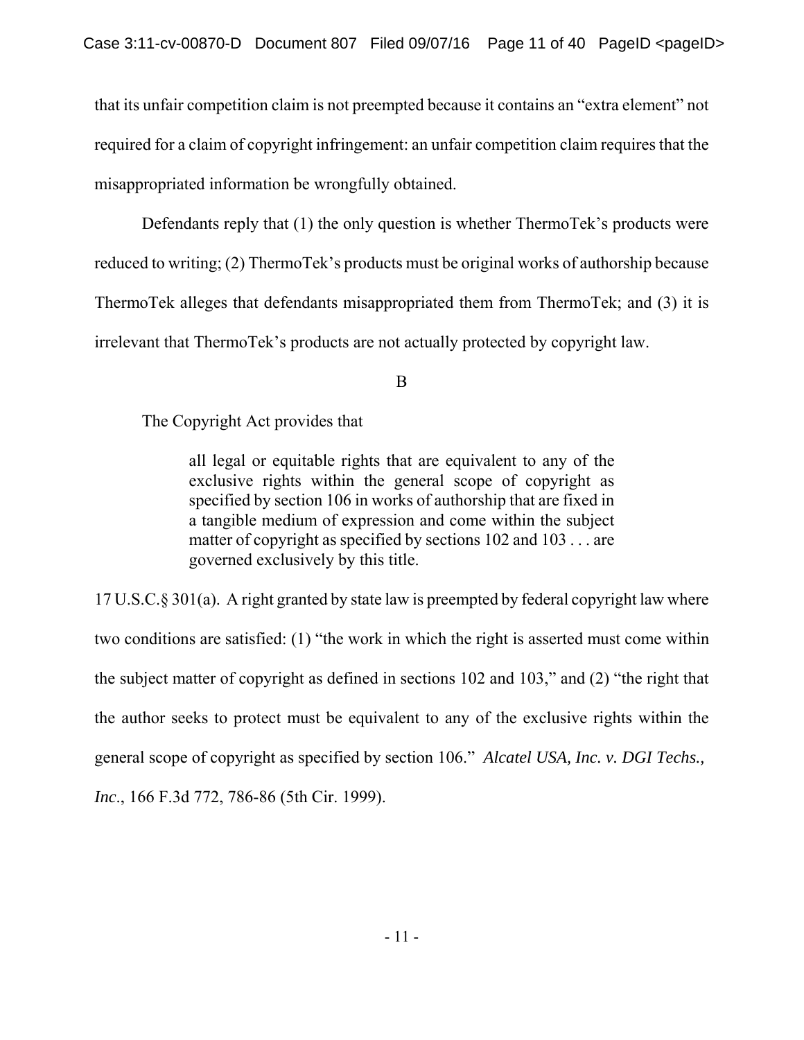that its unfair competition claim is not preempted because it contains an "extra element" not required for a claim of copyright infringement: an unfair competition claim requires that the misappropriated information be wrongfully obtained.

Defendants reply that (1) the only question is whether ThermoTek's products were reduced to writing; (2) ThermoTek's products must be original works of authorship because ThermoTek alleges that defendants misappropriated them from ThermoTek; and (3) it is irrelevant that ThermoTek's products are not actually protected by copyright law.

B

The Copyright Act provides that

> all legal or equitable rights that are equivalent to any of the exclusive rights within the general scope of copyright as specified by section 106 in works of authorship that are fixed in a tangible medium of expression and come within the subject matter of copyright as specified by sections 102 and 103 . . . are governed exclusively by this title.

17 U.S.C.§ 301(a). A right granted by state law is preempted by federal copyright law where two conditions are satisfied: (1) "the work in which the right is asserted must come within the subject matter of copyright as defined in sections 102 and 103," and (2) "the right that the author seeks to protect must be equivalent to any of the exclusive rights within the general scope of copyright as specified by section 106." *Alcatel USA, Inc. v. DGI Techs., Inc.*, 166 F.3d 772, 786-86 (5th Cir. 1999).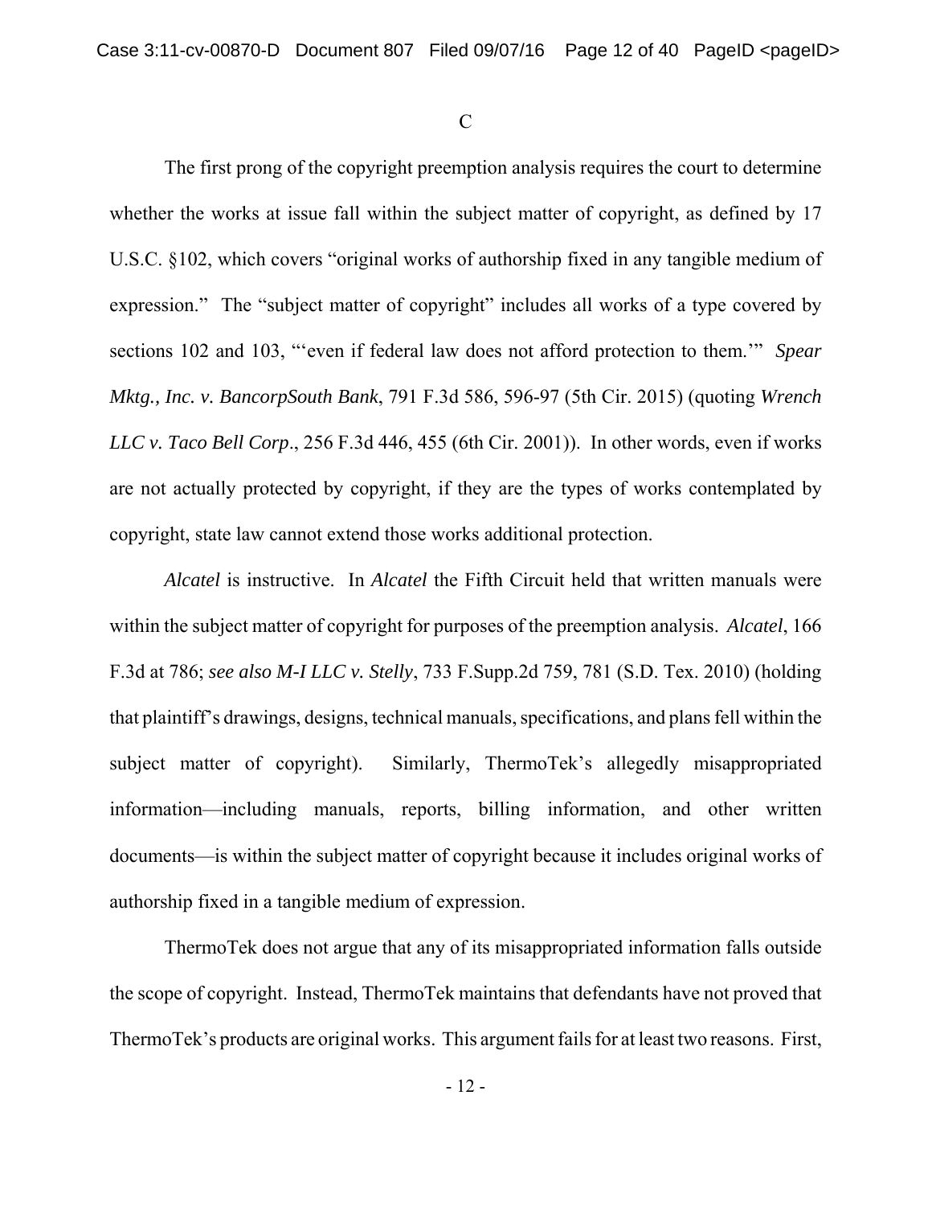C

The first prong of the copyright preemption analysis requires the court to determine whether the works at issue fall within the subject matter of copyright, as defined by 17 U.S.C. §102, which covers "original works of authorship fixed in any tangible medium of expression." The "subject matter of copyright" includes all works of a type covered by sections 102 and 103, "'even if federal law does not afford protection to them.'" *Spear Mktg., Inc. v. BancorpSouth Bank*, 791 F.3d 586, 596-97 (5th Cir. 2015) (quoting *Wrench LLC v. Taco Bell Corp*., 256 F.3d 446, 455 (6th Cir. 2001)). In other words, even if works are not actually protected by copyright, if they are the types of works contemplated by copyright, state law cannot extend those works additional protection.

*Alcatel* is instructive. In *Alcatel* the Fifth Circuit held that written manuals were within the subject matter of copyright for purposes of the preemption analysis. *Alcatel*, 166 F.3d at 786; *see also M-I LLC v. Stelly*, 733 F.Supp.2d 759, 781 (S.D. Tex. 2010) (holding that plaintiff's drawings, designs, technical manuals, specifications, and plans fell within the subject matter of copyright). Similarly, ThermoTek's allegedly misappropriated information—including manuals, reports, billing information, and other written documents—is within the subject matter of copyright because it includes original works of authorship fixed in a tangible medium of expression.

ThermoTek does not argue that any of its misappropriated information falls outside the scope of copyright. Instead, ThermoTek maintains that defendants have not proved that ThermoTek's products are original works. This argument fails for at least two reasons. First,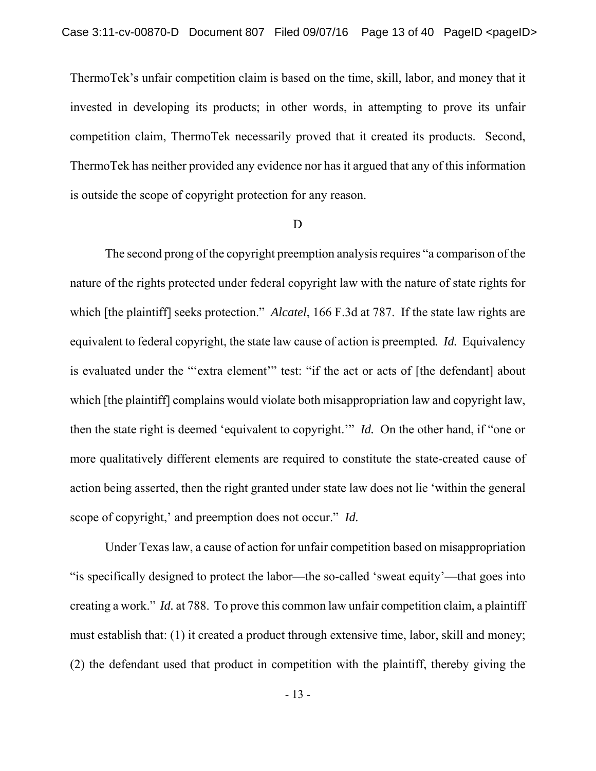ThermoTek's unfair competition claim is based on the time, skill, labor, and money that it invested in developing its products; in other words, in attempting to prove its unfair competition claim, ThermoTek necessarily proved that it created its products. Second, ThermoTek has neither provided any evidence nor has it argued that any of this information is outside the scope of copyright protection for any reason.

D

The second prong of the copyright preemption analysis requires "a comparison of the nature of the rights protected under federal copyright law with the nature of state rights for which [the plaintiff] seeks protection." *Alcatel*, 166 F.3d at 787. If the state law rights are equivalent to federal copyright, the state law cause of action is preempted. *Id.* Equivalency is evaluated under the "'extra element'" test: "if the act or acts of [the defendant] about which [the plaintiff] complains would violate both misappropriation law and copyright law, then the state right is deemed 'equivalent to copyright.'" *Id.* On the other hand, if "one or more qualitatively different elements are required to constitute the state-created cause of action being asserted, then the right granted under state law does not lie 'within the general scope of copyright,' and preemption does not occur." *Id.*

Under Texas law, a cause of action for unfair competition based on misappropriation "is specifically designed to protect the labor—the so-called 'sweat equity'—that goes into creating a work." *Id.* at 788. To prove this common law unfair competition claim, a plaintiff must establish that: (1) it created a product through extensive time, labor, skill and money; (2) the defendant used that product in competition with the plaintiff, thereby giving the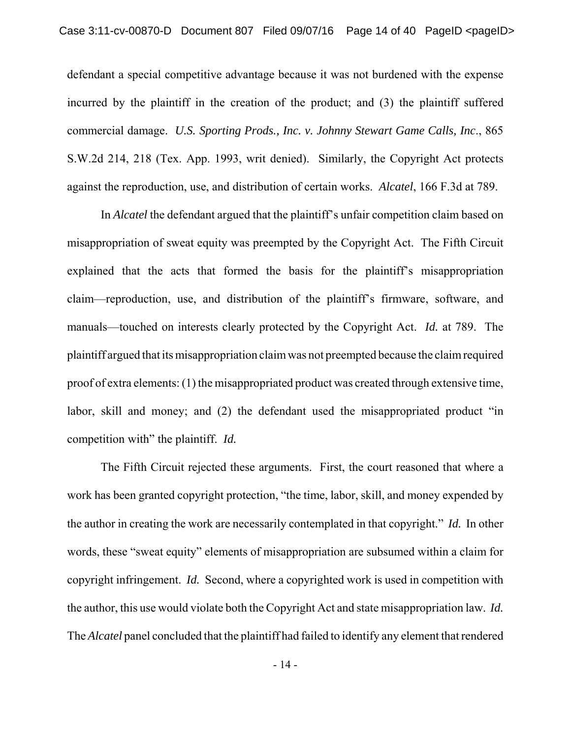defendant a special competitive advantage because it was not burdened with the expense incurred by the plaintiff in the creation of the product; and (3) the plaintiff suffered commercial damage. *U.S. Sporting Prods., Inc. v. Johnny Stewart Game Calls, Inc*., 865 S.W.2d 214, 218 (Tex. App. 1993, writ denied). Similarly, the Copyright Act protects against the reproduction, use, and distribution of certain works. *Alcatel*, 166 F.3d at 789.

In *Alcatel* the defendant argued that the plaintiff's unfair competition claim based on misappropriation of sweat equity was preempted by the Copyright Act. The Fifth Circuit explained that the acts that formed the basis for the plaintiff's misappropriation claim—reproduction, use, and distribution of the plaintiff's firmware, software, and manuals—touched on interests clearly protected by the Copyright Act. *Id.* at 789. The plaintiff argued that its misappropriation claim was not preempted because the claim required proof of extra elements: (1) the misappropriated product was created through extensive time, labor, skill and money; and (2) the defendant used the misappropriated product "in competition with" the plaintiff. *Id.*

The Fifth Circuit rejected these arguments. First, the court reasoned that where a work has been granted copyright protection, "the time, labor, skill, and money expended by the author in creating the work are necessarily contemplated in that copyright." *Id.* In other words, these "sweat equity" elements of misappropriation are subsumed within a claim for copyright infringement. *Id.* Second, where a copyrighted work is used in competition with the author, this use would violate both the Copyright Act and state misappropriation law. *Id.* The *Alcatel* panel concluded that the plaintiff had failed to identify any element that rendered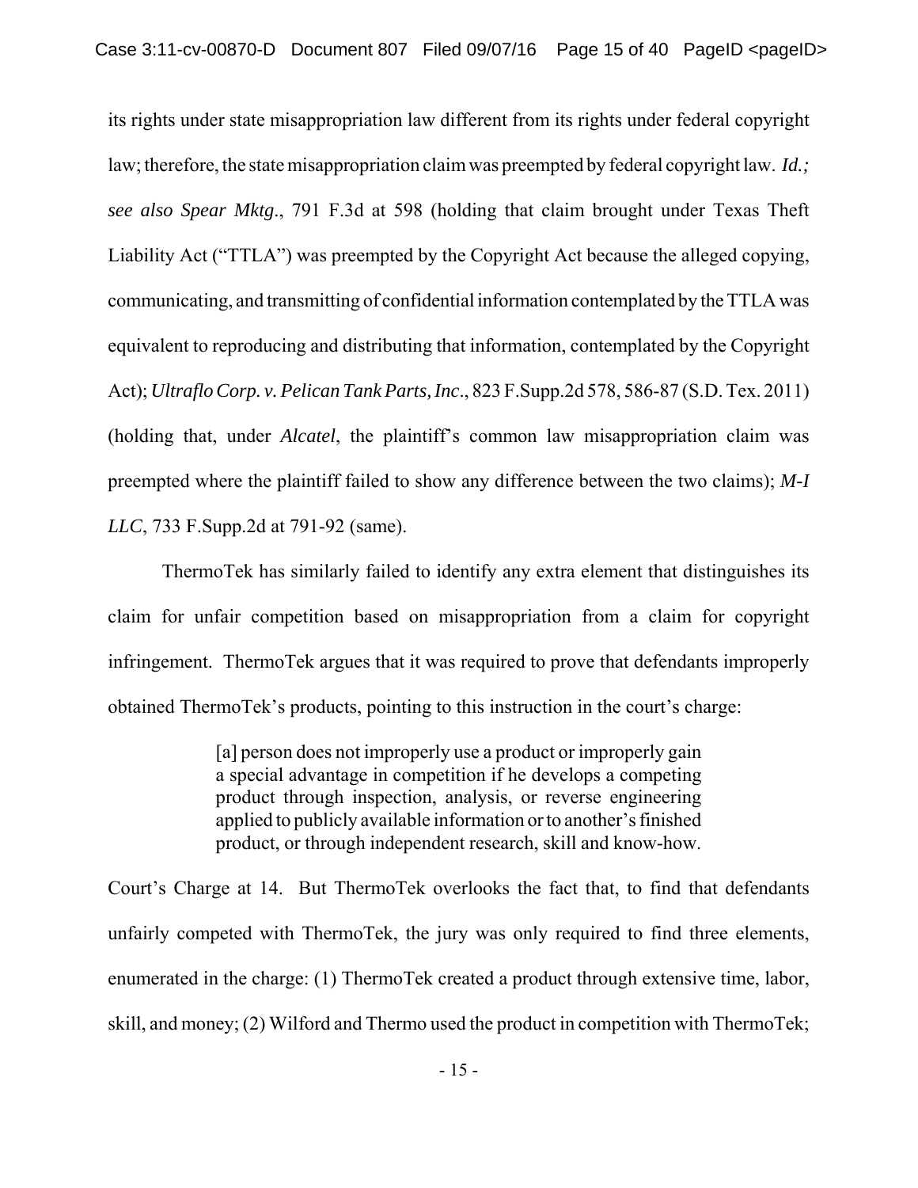its rights under state misappropriation law different from its rights under federal copyright law; therefore, the state misappropriation claim was preempted by federal copyright law. *Id.; see also Spear Mktg.*, 791 F.3d at 598 (holding that claim brought under Texas Theft Liability Act ("TTLA") was preempted by the Copyright Act because the alleged copying, communicating, and transmitting of confidential information contemplated by the TTLA was equivalent to reproducing and distributing that information, contemplated by the Copyright Act); *Ultraflo Corp. v. Pelican Tank Parts, Inc*., 823 F.Supp.2d 578, 586-87 (S.D. Tex. 2011) (holding that, under *Alcatel*, the plaintiff's common law misappropriation claim was preempted where the plaintiff failed to show any difference between the two claims); *M-I LLC*, 733 F.Supp.2d at 791-92 (same).

ThermoTek has similarly failed to identify any extra element that distinguishes its claim for unfair competition based on misappropriation from a claim for copyright infringement. ThermoTek argues that it was required to prove that defendants improperly obtained ThermoTek's products, pointing to this instruction in the court's charge:

> [a] person does not improperly use a product or improperly gain a special advantage in competition if he develops a competing product through inspection, analysis, or reverse engineering applied to publicly available information or to another's finished product, or through independent research, skill and know-how.

Court's Charge at 14. But ThermoTek overlooks the fact that, to find that defendants unfairly competed with ThermoTek, the jury was only required to find three elements, enumerated in the charge: (1) ThermoTek created a product through extensive time, labor, skill, and money; (2) Wilford and Thermo used the product in competition with ThermoTek;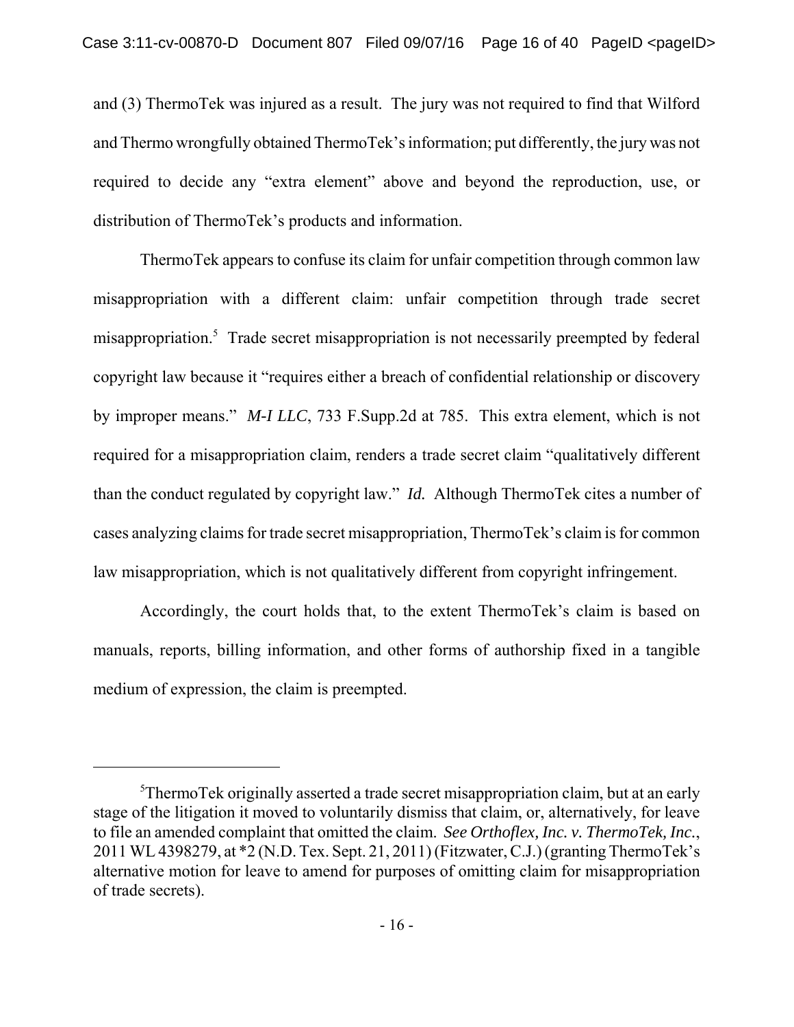and (3) ThermoTek was injured as a result. The jury was not required to find that Wilford and Thermo wrongfully obtained ThermoTek's information; put differently, the jury was not required to decide any "extra element" above and beyond the reproduction, use, or distribution of ThermoTek's products and information.

ThermoTek appears to confuse its claim for unfair competition through common law misappropriation with a different claim: unfair competition through trade secret misappropriation.[5] Trade secret misappropriation is not necessarily preempted by federal copyright law because it "requires either a breach of confidential relationship or discovery by improper means." *M-I LLC*, 733 F.Supp.2d at 785. This extra element, which is not required for a misappropriation claim, renders a trade secret claim "qualitatively different than the conduct regulated by copyright law." *Id.* Although ThermoTek cites a number of cases analyzing claims for trade secret misappropriation, ThermoTek's claim is for common law misappropriation, which is not qualitatively different from copyright infringement.

Accordingly, the court holds that, to the extent ThermoTek's claim is based on manuals, reports, billing information, and other forms of authorship fixed in a tangible medium of expression, the claim is preempted.

---

[5]ThermoTek originally asserted a trade secret misappropriation claim, but at an early stage of the litigation it moved to voluntarily dismiss that claim, or, alternatively, for leave to file an amended complaint that omitted the claim. *See Orthoflex, Inc. v. ThermoTek, Inc.*, 2011 WL 4398279, at *2 (N.D. Tex. Sept. 21, 2011) (Fitzwater, C.J.) (granting ThermoTek's alternative motion for leave to amend for purposes of omitting claim for misappropriation of trade secrets).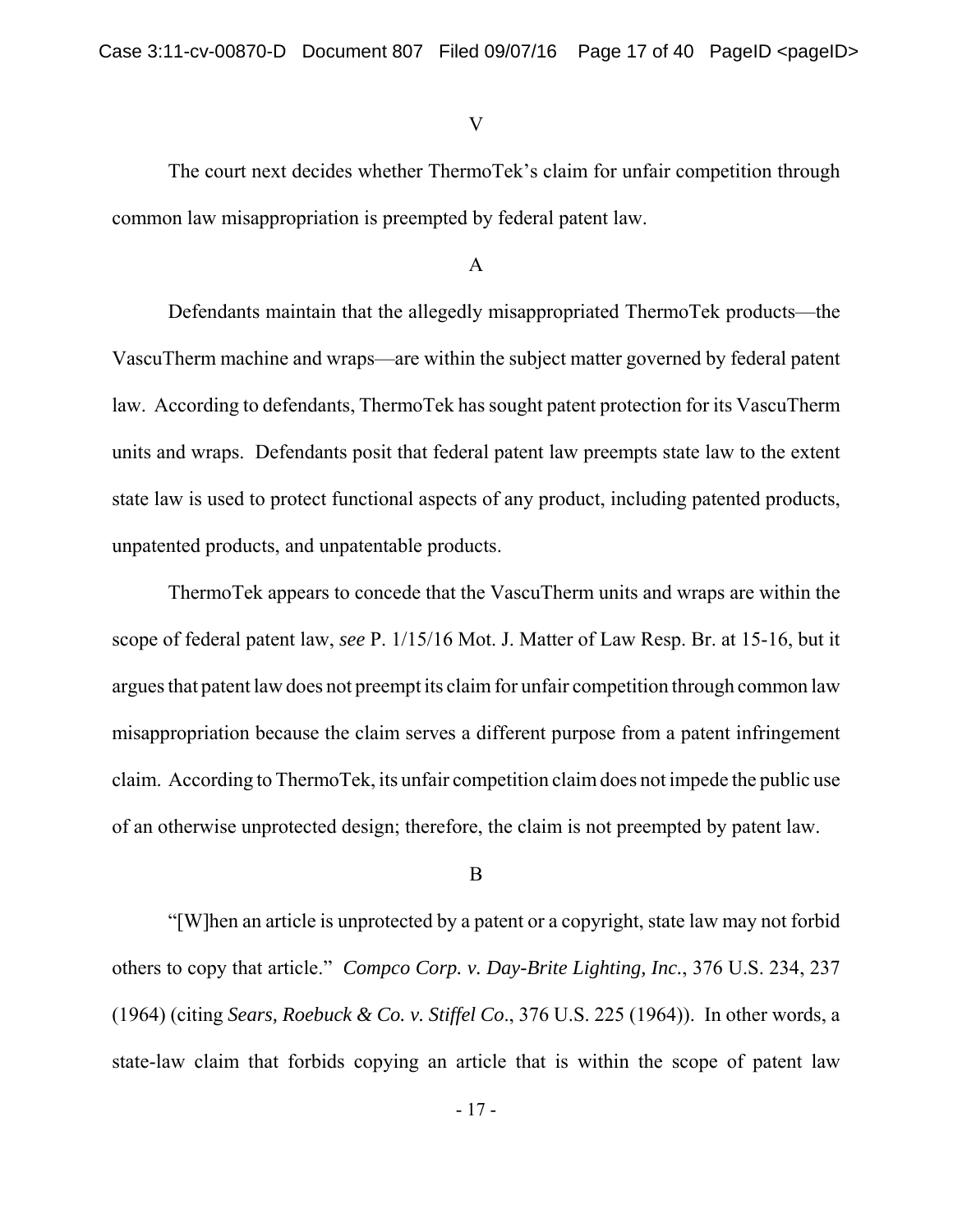## V

The court next decides whether ThermoTek's claim for unfair competition through common law misappropriation is preempted by federal patent law.

### A

Defendants maintain that the allegedly misappropriated ThermoTek products—the VascuTherm machine and wraps—are within the subject matter governed by federal patent law. According to defendants, ThermoTek has sought patent protection for its VascuTherm units and wraps. Defendants posit that federal patent law preempts state law to the extent state law is used to protect functional aspects of any product, including patented products, unpatented products, and unpatentable products.

ThermoTek appears to concede that the VascuTherm units and wraps are within the scope of federal patent law, *see* P. 1/15/16 Mot. J. Matter of Law Resp. Br. at 15-16, but it argues that patent law does not preempt its claim for unfair competition through common law misappropriation because the claim serves a different purpose from a patent infringement claim. According to ThermoTek, its unfair competition claim does not impede the public use of an otherwise unprotected design; therefore, the claim is not preempted by patent law.

### B

"[W]hen an article is unprotected by a patent or a copyright, state law may not forbid others to copy that article." *Compco Corp. v. Day-Brite Lighting, Inc.*, 376 U.S. 234, 237 (1964) (citing *Sears, Roebuck & Co. v. Stiffel Co.*, 376 U.S. 225 (1964)). In other words, a state-law claim that forbids copying an article that is within the scope of patent law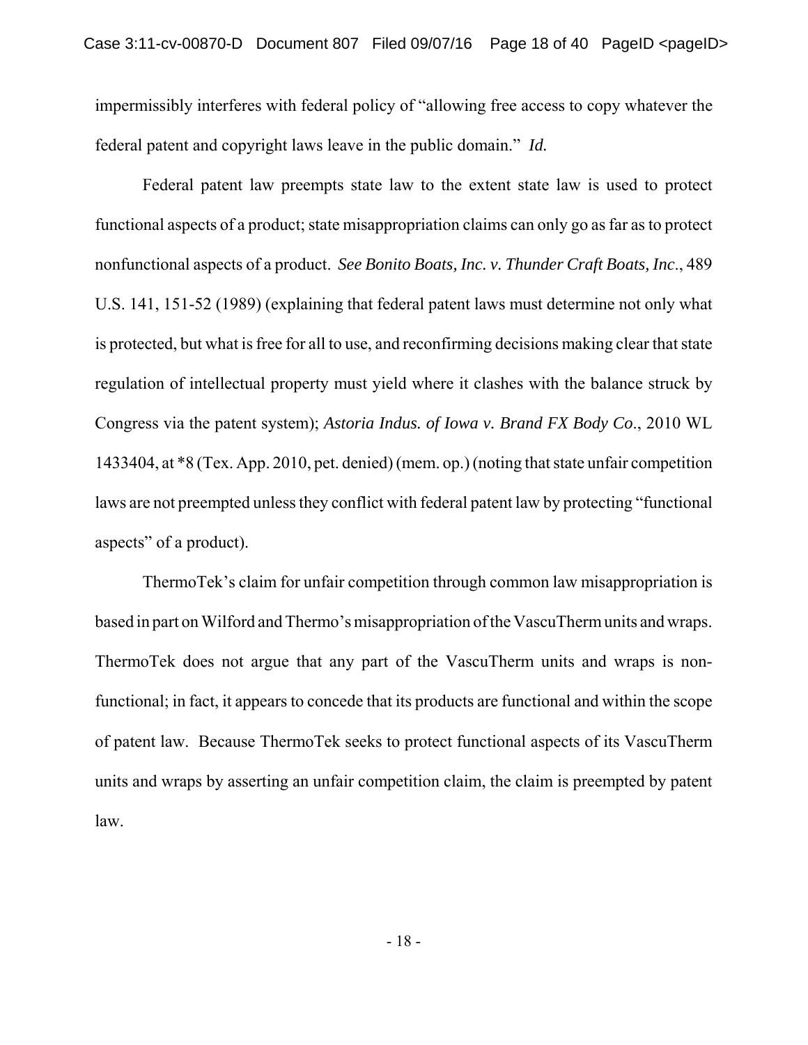impermissibly interferes with federal policy of "allowing free access to copy whatever the federal patent and copyright laws leave in the public domain." *Id.*

Federal patent law preempts state law to the extent state law is used to protect functional aspects of a product; state misappropriation claims can only go as far as to protect nonfunctional aspects of a product. *See Bonito Boats, Inc. v. Thunder Craft Boats, Inc.*, 489 U.S. 141, 151-52 (1989) (explaining that federal patent laws must determine not only what is protected, but what is free for all to use, and reconfirming decisions making clear that state regulation of intellectual property must yield where it clashes with the balance struck by Congress via the patent system); *Astoria Indus. of Iowa v. Brand FX Body Co.*, 2010 WL 1433404, at *8 (Tex. App. 2010, pet. denied) (mem. op.) (noting that state unfair competition laws are not preempted unless they conflict with federal patent law by protecting "functional aspects" of a product).

ThermoTek's claim for unfair competition through common law misappropriation is based in part on Wilford and Thermo's misappropriation of the VascuTherm units and wraps. ThermoTek does not argue that any part of the VascuTherm units and wraps is non-functional; in fact, it appears to concede that its products are functional and within the scope of patent law. Because ThermoTek seeks to protect functional aspects of its VascuTherm units and wraps by asserting an unfair competition claim, the claim is preempted by patent law.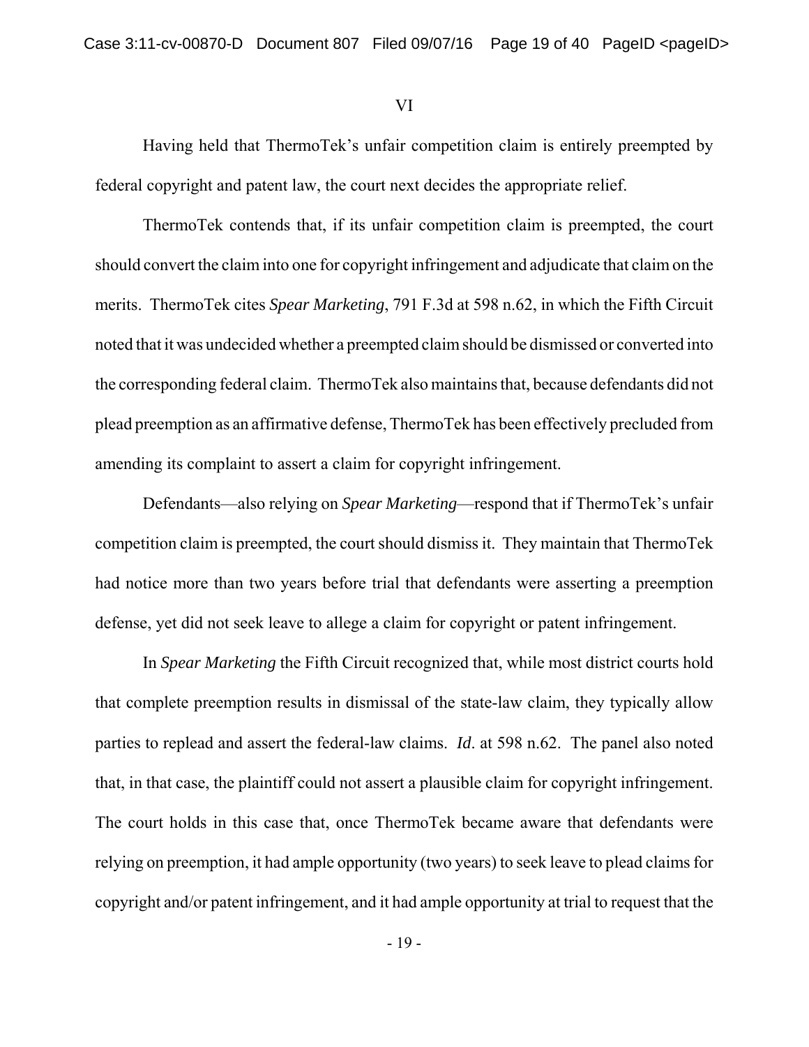## VI

Having held that ThermoTek's unfair competition claim is entirely preempted by federal copyright and patent law, the court next decides the appropriate relief.

ThermoTek contends that, if its unfair competition claim is preempted, the court should convert the claim into one for copyright infringement and adjudicate that claim on the merits. ThermoTek cites *Spear Marketing*, 791 F.3d at 598 n.62, in which the Fifth Circuit noted that it was undecided whether a preempted claim should be dismissed or converted into the corresponding federal claim. ThermoTek also maintains that, because defendants did not plead preemption as an affirmative defense, ThermoTek has been effectively precluded from amending its complaint to assert a claim for copyright infringement.

Defendants—also relying on *Spear Marketing*—respond that if ThermoTek's unfair competition claim is preempted, the court should dismiss it. They maintain that ThermoTek had notice more than two years before trial that defendants were asserting a preemption defense, yet did not seek leave to allege a claim for copyright or patent infringement.

In *Spear Marketing* the Fifth Circuit recognized that, while most district courts hold that complete preemption results in dismissal of the state-law claim, they typically allow parties to replead and assert the federal-law claims. *Id*. at 598 n.62. The panel also noted that, in that case, the plaintiff could not assert a plausible claim for copyright infringement. The court holds in this case that, once ThermoTek became aware that defendants were relying on preemption, it had ample opportunity (two years) to seek leave to plead claims for copyright and/or patent infringement, and it had ample opportunity at trial to request that the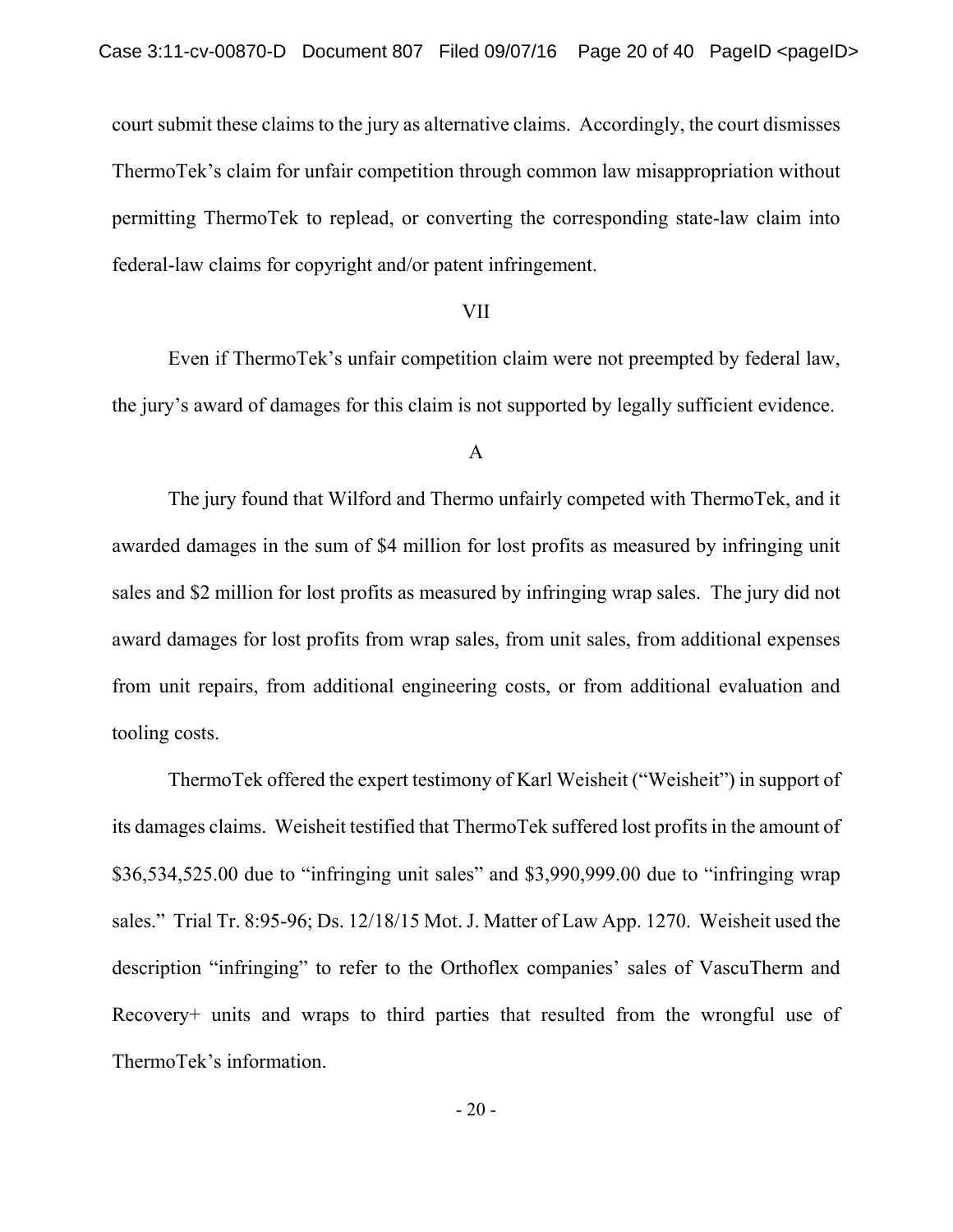court submit these claims to the jury as alternative claims. Accordingly, the court dismisses ThermoTek's claim for unfair competition through common law misappropriation without permitting ThermoTek to replead, or converting the corresponding state-law claim into federal-law claims for copyright and/or patent infringement.

## VII

Even if ThermoTek's unfair competition claim were not preempted by federal law, the jury's award of damages for this claim is not supported by legally sufficient evidence.

### A

The jury found that Wilford and Thermo unfairly competed with ThermoTek, and it awarded damages in the sum of $4 million for lost profits as measured by infringing unit sales and $2 million for lost profits as measured by infringing wrap sales. The jury did not award damages for lost profits from wrap sales, from unit sales, from additional expenses from unit repairs, from additional engineering costs, or from additional evaluation and tooling costs.

ThermoTek offered the expert testimony of Karl Weisheit ("Weisheit") in support of its damages claims. Weisheit testified that ThermoTek suffered lost profits in the amount of $36,534,525.00 due to "infringing unit sales" and $3,990,999.00 due to "infringing wrap sales." Trial Tr. 8:95-96; Ds. 12/18/15 Mot. J. Matter of Law App. 1270. Weisheit used the description "infringing" to refer to the Orthoflex companies' sales of VascuTherm and Recovery+ units and wraps to third parties that resulted from the wrongful use of ThermoTek's information.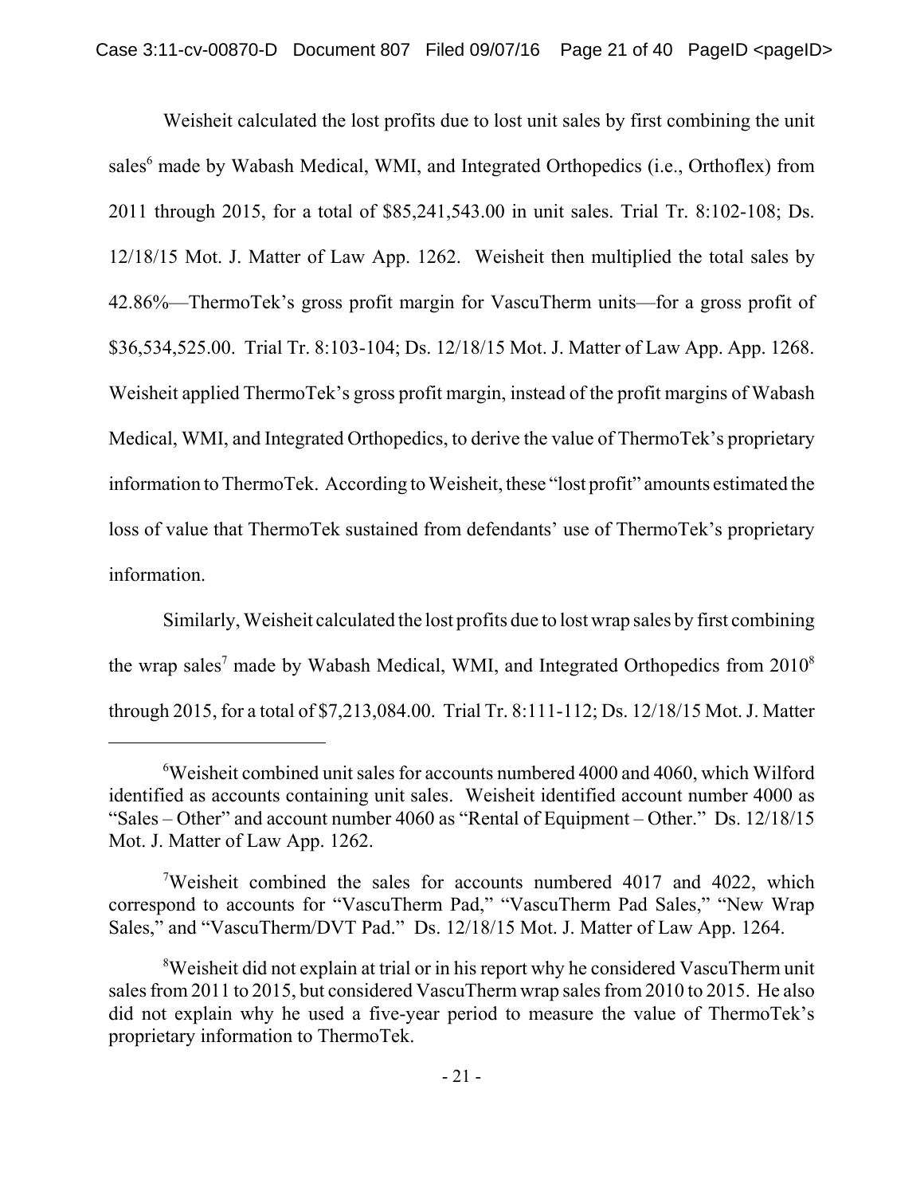Weisheit calculated the lost profits due to lost unit sales by first combining the unit sales[6] made by Wabash Medical, WMI, and Integrated Orthopedics (i.e., Orthoflex) from 2011 through 2015, for a total of $85,241,543.00 in unit sales. Trial Tr. 8:102-108; Ds. 12/18/15 Mot. J. Matter of Law App. 1262. Weisheit then multiplied the total sales by 42.86%—ThermoTek's gross profit margin for VascuTherm units—for a gross profit of $36,534,525.00. Trial Tr. 8:103-104; Ds. 12/18/15 Mot. J. Matter of Law App. App. 1268. Weisheit applied ThermoTek's gross profit margin, instead of the profit margins of Wabash Medical, WMI, and Integrated Orthopedics, to derive the value of ThermoTek's proprietary information to ThermoTek. According to Weisheit, these "lost profit" amounts estimated the loss of value that ThermoTek sustained from defendants' use of ThermoTek's proprietary information.

Similarly, Weisheit calculated the lost profits due to lost wrap sales by first combining the wrap sales[7] made by Wabash Medical, WMI, and Integrated Orthopedics from 2010[8] through 2015, for a total of $7,213,084.00. Trial Tr. 8:111-112; Ds. 12/18/15 Mot. J. Matter

---

[6]Weisheit combined unit sales for accounts numbered 4000 and 4060, which Wilford identified as accounts containing unit sales. Weisheit identified account number 4000 as "Sales – Other" and account number 4060 as "Rental of Equipment – Other." Ds. 12/18/15 Mot. J. Matter of Law App. 1262.

[7]Weisheit combined the sales for accounts numbered 4017 and 4022, which correspond to accounts for "VascuTherm Pad," "VascuTherm Pad Sales," "New Wrap Sales," and "VascuTherm/DVT Pad." Ds. 12/18/15 Mot. J. Matter of Law App. 1264.

[8]Weisheit did not explain at trial or in his report why he considered VascuTherm unit sales from 2011 to 2015, but considered VascuTherm wrap sales from 2010 to 2015. He also did not explain why he used a five-year period to measure the value of ThermoTek's proprietary information to ThermoTek.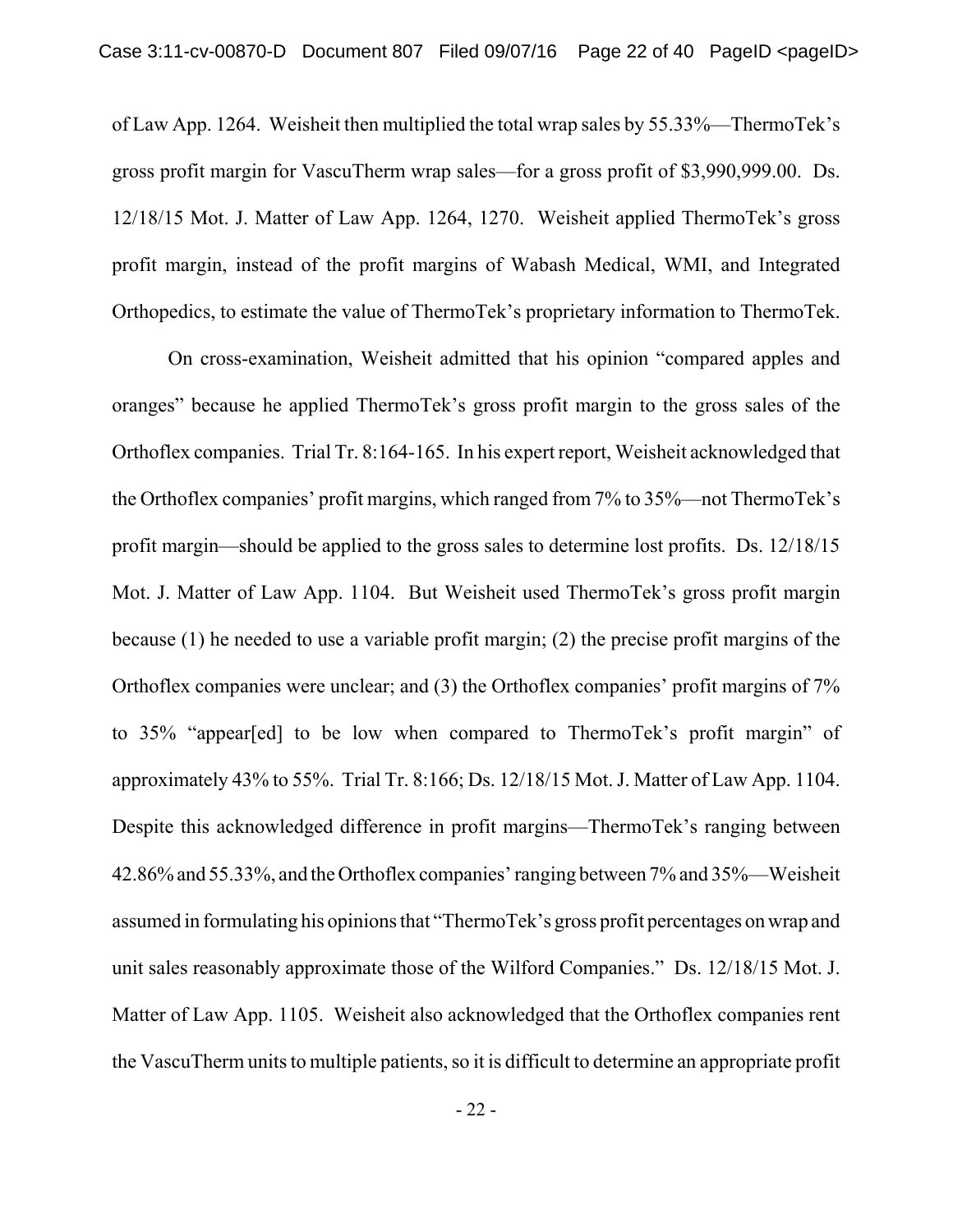of Law App. 1264. Weisheit then multiplied the total wrap sales by 55.33%—ThermoTek's gross profit margin for VascuTherm wrap sales—for a gross profit of $3,990,999.00. Ds. 12/18/15 Mot. J. Matter of Law App. 1264, 1270. Weisheit applied ThermoTek's gross profit margin, instead of the profit margins of Wabash Medical, WMI, and Integrated Orthopedics, to estimate the value of ThermoTek's proprietary information to ThermoTek.

On cross-examination, Weisheit admitted that his opinion "compared apples and oranges" because he applied ThermoTek's gross profit margin to the gross sales of the Orthoflex companies. Trial Tr. 8:164-165. In his expert report, Weisheit acknowledged that the Orthoflex companies' profit margins, which ranged from 7% to 35%—not ThermoTek's profit margin—should be applied to the gross sales to determine lost profits. Ds. 12/18/15 Mot. J. Matter of Law App. 1104. But Weisheit used ThermoTek's gross profit margin because (1) he needed to use a variable profit margin; (2) the precise profit margins of the Orthoflex companies were unclear; and (3) the Orthoflex companies' profit margins of 7% to 35% "appear[ed] to be low when compared to ThermoTek's profit margin" of approximately 43% to 55%. Trial Tr. 8:166; Ds. 12/18/15 Mot. J. Matter of Law App. 1104. Despite this acknowledged difference in profit margins—ThermoTek's ranging between 42.86% and 55.33%, and the Orthoflex companies' ranging between 7% and 35%—Weisheit assumed in formulating his opinions that "ThermoTek's gross profit percentages on wrap and unit sales reasonably approximate those of the Wilford Companies." Ds. 12/18/15 Mot. J. Matter of Law App. 1105. Weisheit also acknowledged that the Orthoflex companies rent the VascuTherm units to multiple patients, so it is difficult to determine an appropriate profit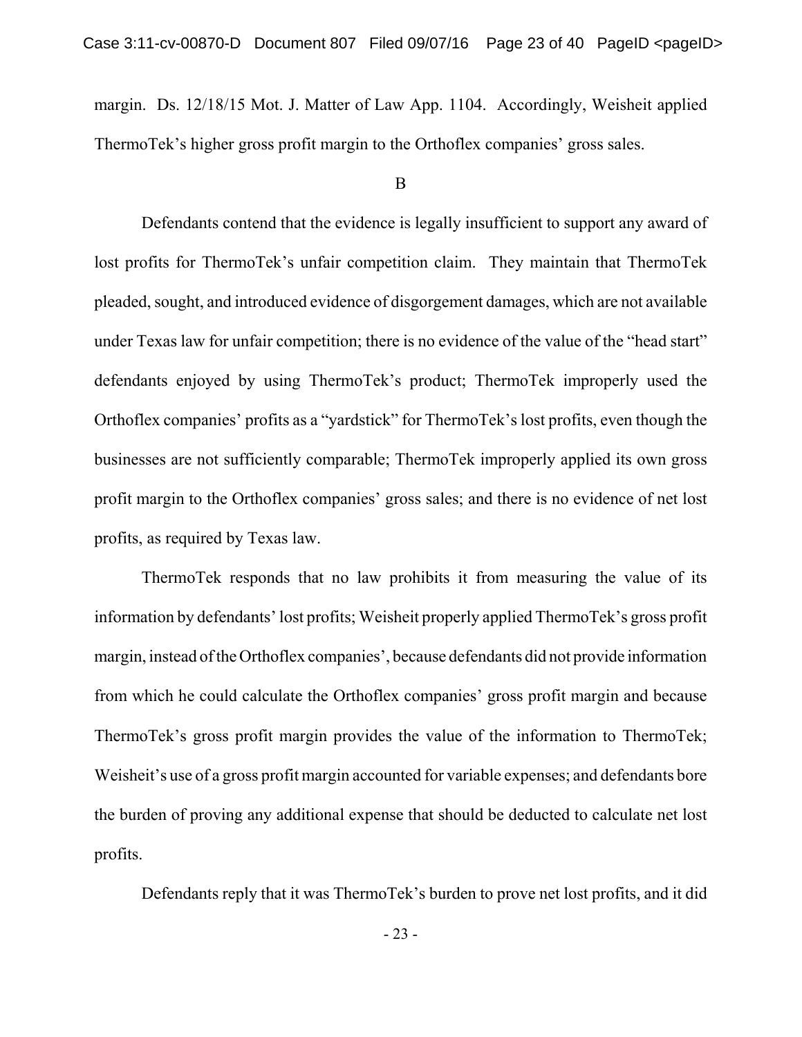margin. Ds. 12/18/15 Mot. J. Matter of Law App. 1104. Accordingly, Weisheit applied ThermoTek's higher gross profit margin to the Orthoflex companies' gross sales.

B

Defendants contend that the evidence is legally insufficient to support any award of lost profits for ThermoTek's unfair competition claim. They maintain that ThermoTek pleaded, sought, and introduced evidence of disgorgement damages, which are not available under Texas law for unfair competition; there is no evidence of the value of the "head start" defendants enjoyed by using ThermoTek's product; ThermoTek improperly used the Orthoflex companies' profits as a "yardstick" for ThermoTek's lost profits, even though the businesses are not sufficiently comparable; ThermoTek improperly applied its own gross profit margin to the Orthoflex companies' gross sales; and there is no evidence of net lost profits, as required by Texas law.

ThermoTek responds that no law prohibits it from measuring the value of its information by defendants' lost profits; Weisheit properly applied ThermoTek's gross profit margin, instead of the Orthoflex companies', because defendants did not provide information from which he could calculate the Orthoflex companies' gross profit margin and because ThermoTek's gross profit margin provides the value of the information to ThermoTek; Weisheit's use of a gross profit margin accounted for variable expenses; and defendants bore the burden of proving any additional expense that should be deducted to calculate net lost profits.

Defendants reply that it was ThermoTek's burden to prove net lost profits, and it did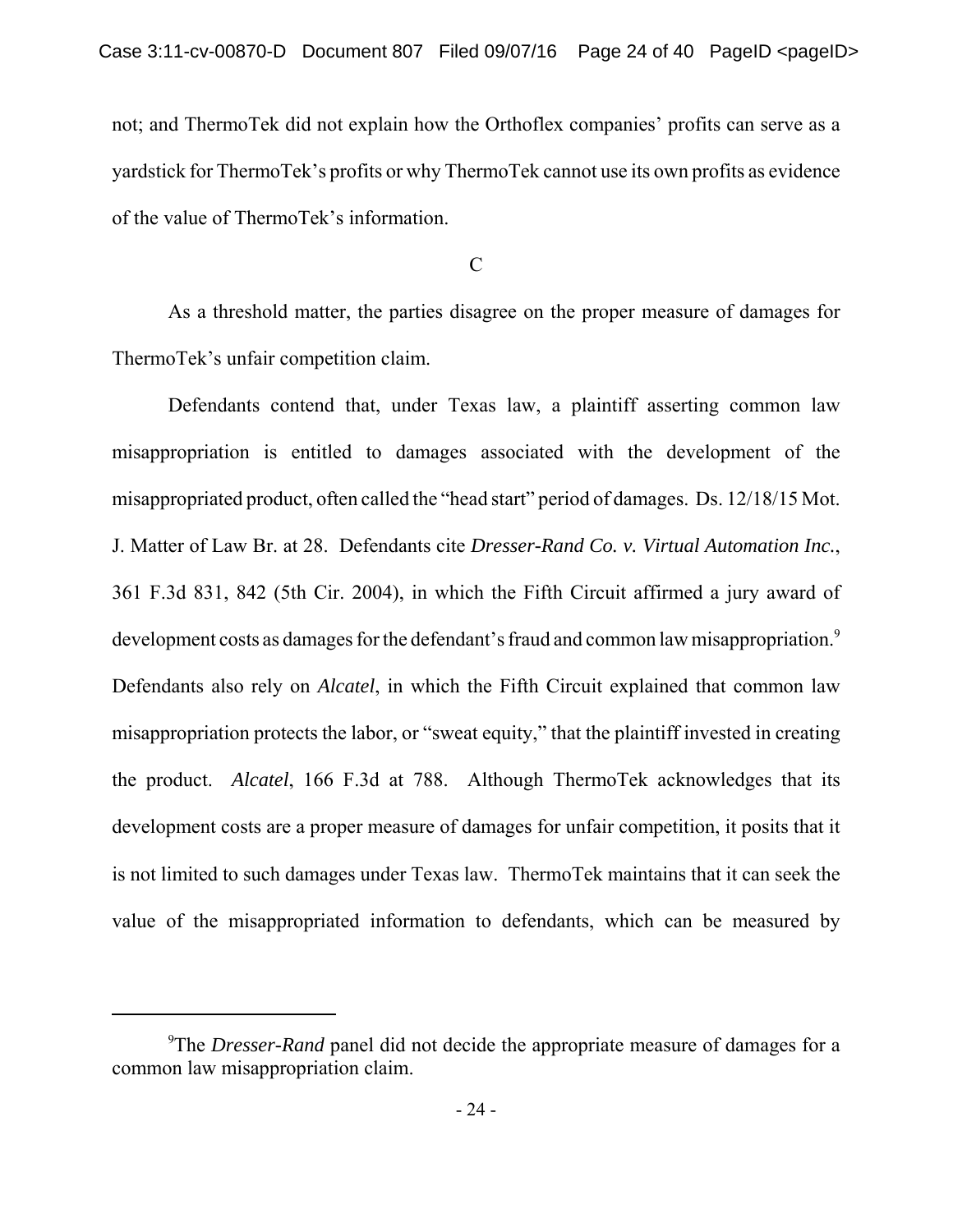not; and ThermoTek did not explain how the Orthoflex companies' profits can serve as a yardstick for ThermoTek's profits or why ThermoTek cannot use its own profits as evidence of the value of ThermoTek's information.

### C

As a threshold matter, the parties disagree on the proper measure of damages for ThermoTek's unfair competition claim.

Defendants contend that, under Texas law, a plaintiff asserting common law misappropriation is entitled to damages associated with the development of the misappropriated product, often called the "head start" period of damages. Ds. 12/18/15 Mot. J. Matter of Law Br. at 28. Defendants cite *Dresser-Rand Co. v. Virtual Automation Inc.*, 361 F.3d 831, 842 (5th Cir. 2004), in which the Fifth Circuit affirmed a jury award of development costs as damages for the defendant's fraud and common law misappropriation.[9] Defendants also rely on *Alcatel*, in which the Fifth Circuit explained that common law misappropriation protects the labor, or "sweat equity," that the plaintiff invested in creating the product. *Alcatel*, 166 F.3d at 788. Although ThermoTek acknowledges that its development costs are a proper measure of damages for unfair competition, it posits that it is not limited to such damages under Texas law. ThermoTek maintains that it can seek the value of the misappropriated information to defendants, which can be measured by

---

[9]The *Dresser-Rand* panel did not decide the appropriate measure of damages for a common law misappropriation claim.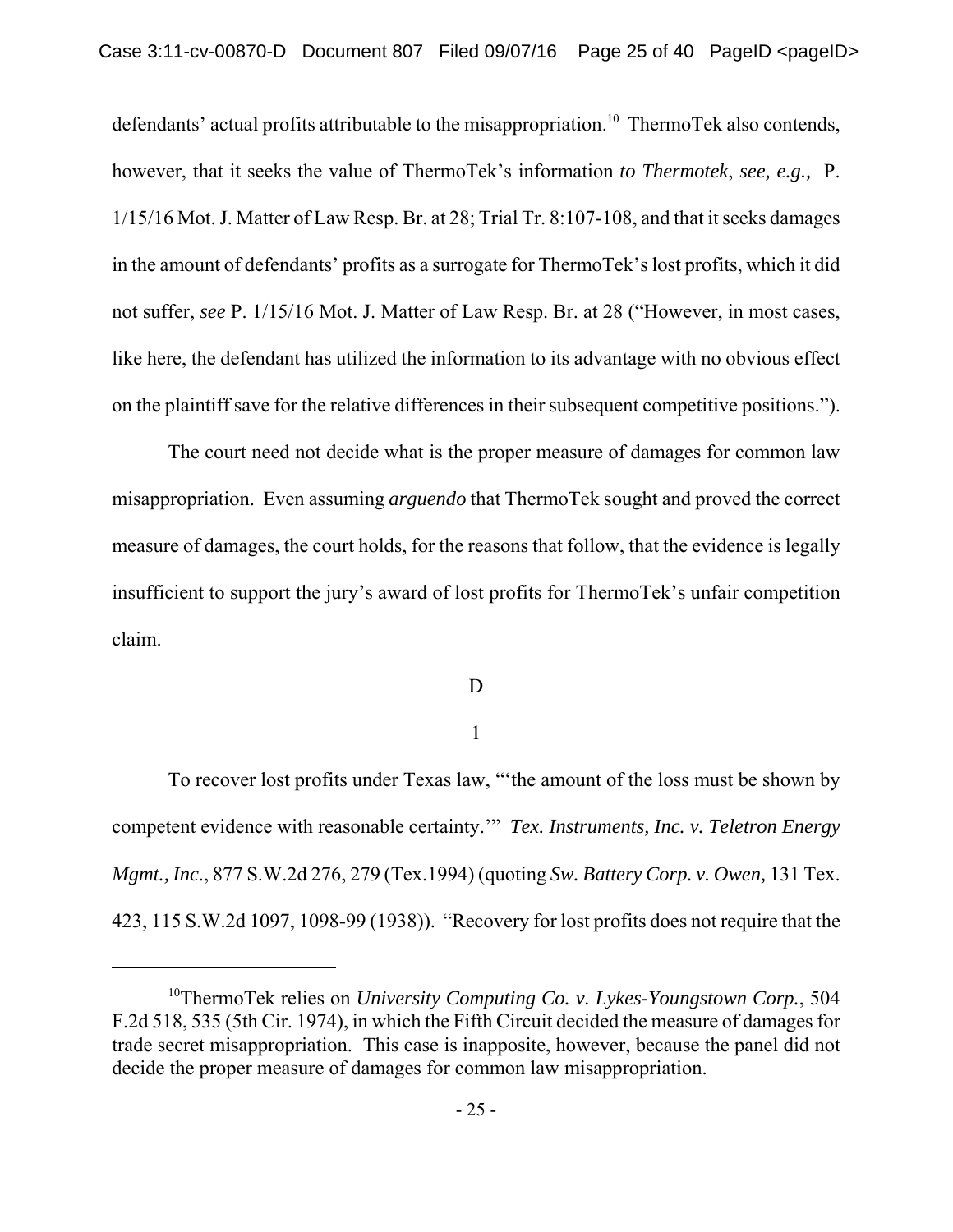defendants' actual profits attributable to the misappropriation.[10] ThermoTek also contends, however, that it seeks the value of ThermoTek's information *to Thermotek*, *see, e.g.,* P. 1/15/16 Mot. J. Matter of Law Resp. Br. at 28; Trial Tr. 8:107-108, and that it seeks damages in the amount of defendants' profits as a surrogate for ThermoTek's lost profits, which it did not suffer, *see* P. 1/15/16 Mot. J. Matter of Law Resp. Br. at 28 ("However, in most cases, like here, the defendant has utilized the information to its advantage with no obvious effect on the plaintiff save for the relative differences in their subsequent competitive positions.").

The court need not decide what is the proper measure of damages for common law misappropriation. Even assuming *arguendo* that ThermoTek sought and proved the correct measure of damages, the court holds, for the reasons that follow, that the evidence is legally insufficient to support the jury's award of lost profits for ThermoTek's unfair competition claim.

D

1

To recover lost profits under Texas law, "'the amount of the loss must be shown by competent evidence with reasonable certainty.'" *Tex. Instruments, Inc. v. Teletron Energy Mgmt., Inc*., 877 S.W.2d 276, 279 (Tex.1994) (quoting *Sw. Battery Corp. v. Owen,* 131 Tex. 423, 115 S.W.2d 1097, 1098-99 (1938)). "Recovery for lost profits does not require that the

[10]ThermoTek relies on *University Computing Co. v. Lykes-Youngstown Corp.*, 504 F.2d 518, 535 (5th Cir. 1974), in which the Fifth Circuit decided the measure of damages for trade secret misappropriation. This case is inapposite, however, because the panel did not decide the proper measure of damages for common law misappropriation.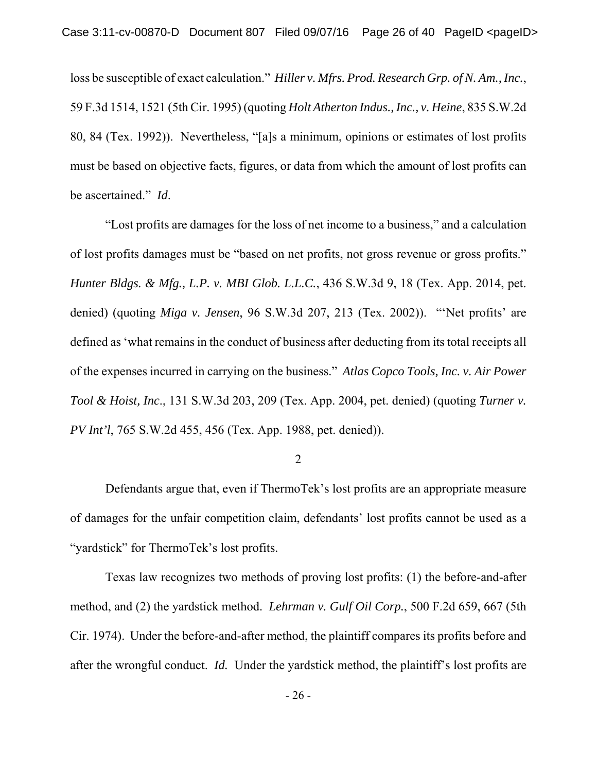loss be susceptible of exact calculation." *Hiller v. Mfrs. Prod. Research Grp. of N. Am., Inc.*, 59 F.3d 1514, 1521 (5th Cir. 1995) (quoting *Holt Atherton Indus., Inc., v. Heine*, 835 S.W.2d 80, 84 (Tex. 1992)). Nevertheless, "[a]s a minimum, opinions or estimates of lost profits must be based on objective facts, figures, or data from which the amount of lost profits can be ascertained." *Id*.

"Lost profits are damages for the loss of net income to a business," and a calculation of lost profits damages must be "based on net profits, not gross revenue or gross profits." *Hunter Bldgs. & Mfg., L.P. v. MBI Glob. L.L.C.*, 436 S.W.3d 9, 18 (Tex. App. 2014, pet. denied) (quoting *Miga v. Jensen*, 96 S.W.3d 207, 213 (Tex. 2002)). "'Net profits' are defined as 'what remains in the conduct of business after deducting from its total receipts all of the expenses incurred in carrying on the business." *Atlas Copco Tools, Inc. v. Air Power Tool & Hoist, Inc.*, 131 S.W.3d 203, 209 (Tex. App. 2004, pet. denied) (quoting *Turner v. PV Int'l*, 765 S.W.2d 455, 456 (Tex. App. 1988, pet. denied)).

2

Defendants argue that, even if ThermoTek's lost profits are an appropriate measure of damages for the unfair competition claim, defendants' lost profits cannot be used as a "yardstick" for ThermoTek's lost profits.

Texas law recognizes two methods of proving lost profits: (1) the before-and-after method, and (2) the yardstick method. *Lehrman v. Gulf Oil Corp.*, 500 F.2d 659, 667 (5th Cir. 1974). Under the before-and-after method, the plaintiff compares its profits before and after the wrongful conduct. *Id.* Under the yardstick method, the plaintiff's lost profits are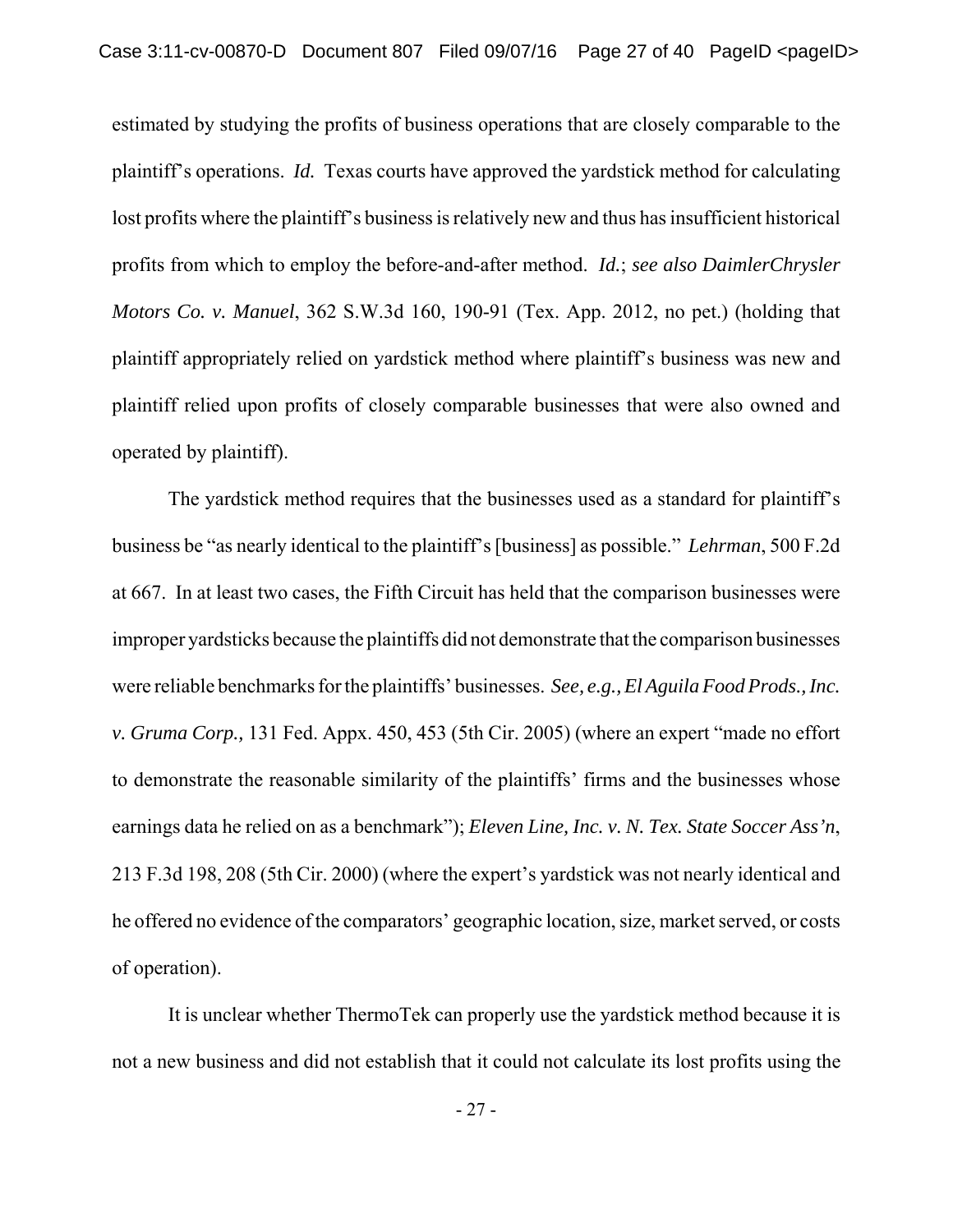estimated by studying the profits of business operations that are closely comparable to the plaintiff's operations. *Id.* Texas courts have approved the yardstick method for calculating lost profits where the plaintiff's business is relatively new and thus has insufficient historical profits from which to employ the before-and-after method. *Id.*; *see also DaimlerChrysler Motors Co. v. Manuel*, 362 S.W.3d 160, 190-91 (Tex. App. 2012, no pet.) (holding that plaintiff appropriately relied on yardstick method where plaintiff's business was new and plaintiff relied upon profits of closely comparable businesses that were also owned and operated by plaintiff).

The yardstick method requires that the businesses used as a standard for plaintiff's business be "as nearly identical to the plaintiff's [business] as possible." *Lehrman*, 500 F.2d at 667. In at least two cases, the Fifth Circuit has held that the comparison businesses were improper yardsticks because the plaintiffs did not demonstrate that the comparison businesses were reliable benchmarks for the plaintiffs' businesses. *See, e.g., El Aguila Food Prods., Inc. v. Gruma Corp.,* 131 Fed. Appx. 450, 453 (5th Cir. 2005) (where an expert "made no effort to demonstrate the reasonable similarity of the plaintiffs' firms and the businesses whose earnings data he relied on as a benchmark"); *Eleven Line, Inc. v. N. Tex. State Soccer Ass'n*, 213 F.3d 198, 208 (5th Cir. 2000) (where the expert's yardstick was not nearly identical and he offered no evidence of the comparators' geographic location, size, market served, or costs of operation).

It is unclear whether ThermoTek can properly use the yardstick method because it is not a new business and did not establish that it could not calculate its lost profits using the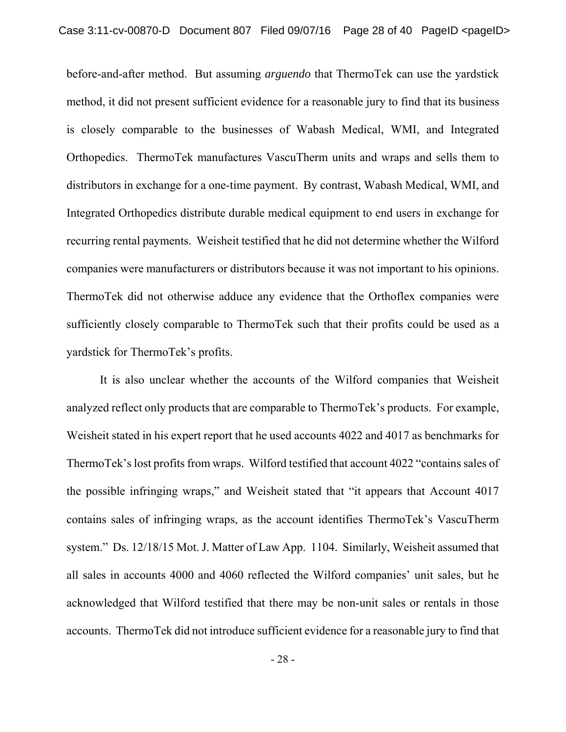before-and-after method. But assuming *arguendo* that ThermoTek can use the yardstick method, it did not present sufficient evidence for a reasonable jury to find that its business is closely comparable to the businesses of Wabash Medical, WMI, and Integrated Orthopedics. ThermoTek manufactures VascuTherm units and wraps and sells them to distributors in exchange for a one-time payment. By contrast, Wabash Medical, WMI, and Integrated Orthopedics distribute durable medical equipment to end users in exchange for recurring rental payments. Weisheit testified that he did not determine whether the Wilford companies were manufacturers or distributors because it was not important to his opinions. ThermoTek did not otherwise adduce any evidence that the Orthoflex companies were sufficiently closely comparable to ThermoTek such that their profits could be used as a yardstick for ThermoTek's profits.

It is also unclear whether the accounts of the Wilford companies that Weisheit analyzed reflect only products that are comparable to ThermoTek's products. For example, Weisheit stated in his expert report that he used accounts 4022 and 4017 as benchmarks for ThermoTek's lost profits from wraps. Wilford testified that account 4022 "contains sales of the possible infringing wraps," and Weisheit stated that "it appears that Account 4017 contains sales of infringing wraps, as the account identifies ThermoTek's VascuTherm system." Ds. 12/18/15 Mot. J. Matter of Law App. 1104. Similarly, Weisheit assumed that all sales in accounts 4000 and 4060 reflected the Wilford companies' unit sales, but he acknowledged that Wilford testified that there may be non-unit sales or rentals in those accounts. ThermoTek did not introduce sufficient evidence for a reasonable jury to find that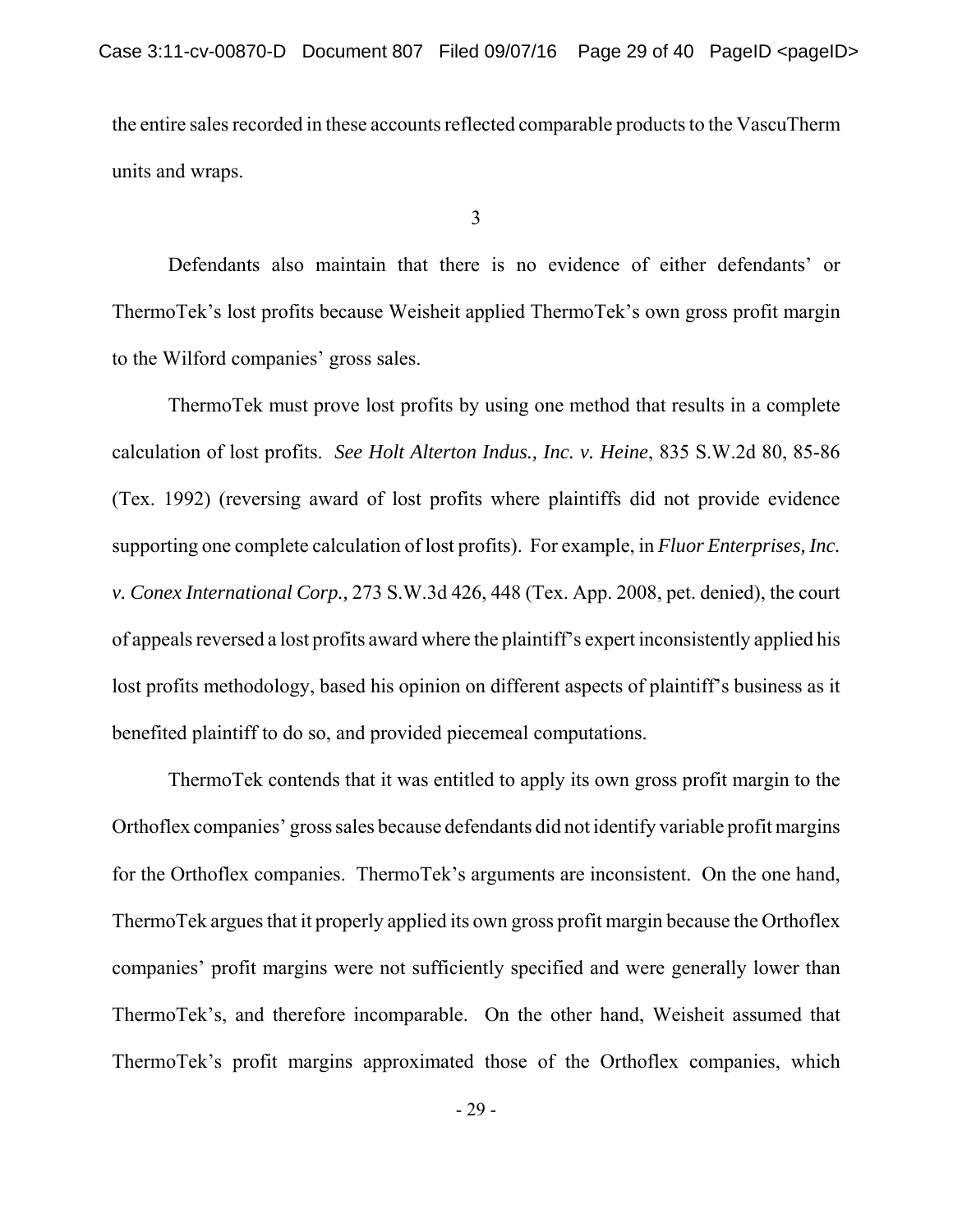the entire sales recorded in these accounts reflected comparable products to the VascuTherm units and wraps.

3

Defendants also maintain that there is no evidence of either defendants' or ThermoTek's lost profits because Weisheit applied ThermoTek's own gross profit margin to the Wilford companies' gross sales.

ThermoTek must prove lost profits by using one method that results in a complete calculation of lost profits. *See Holt Alterton Indus., Inc. v. Heine*, 835 S.W.2d 80, 85-86 (Tex. 1992) (reversing award of lost profits where plaintiffs did not provide evidence supporting one complete calculation of lost profits). For example, in *Fluor Enterprises, Inc. v. Conex International Corp.,* 273 S.W.3d 426, 448 (Tex. App. 2008, pet. denied), the court of appeals reversed a lost profits award where the plaintiff's expert inconsistently applied his lost profits methodology, based his opinion on different aspects of plaintiff's business as it benefited plaintiff to do so, and provided piecemeal computations.

ThermoTek contends that it was entitled to apply its own gross profit margin to the Orthoflex companies' gross sales because defendants did not identify variable profit margins for the Orthoflex companies. ThermoTek's arguments are inconsistent. On the one hand, ThermoTek argues that it properly applied its own gross profit margin because the Orthoflex companies' profit margins were not sufficiently specified and were generally lower than ThermoTek's, and therefore incomparable. On the other hand, Weisheit assumed that ThermoTek's profit margins approximated those of the Orthoflex companies, which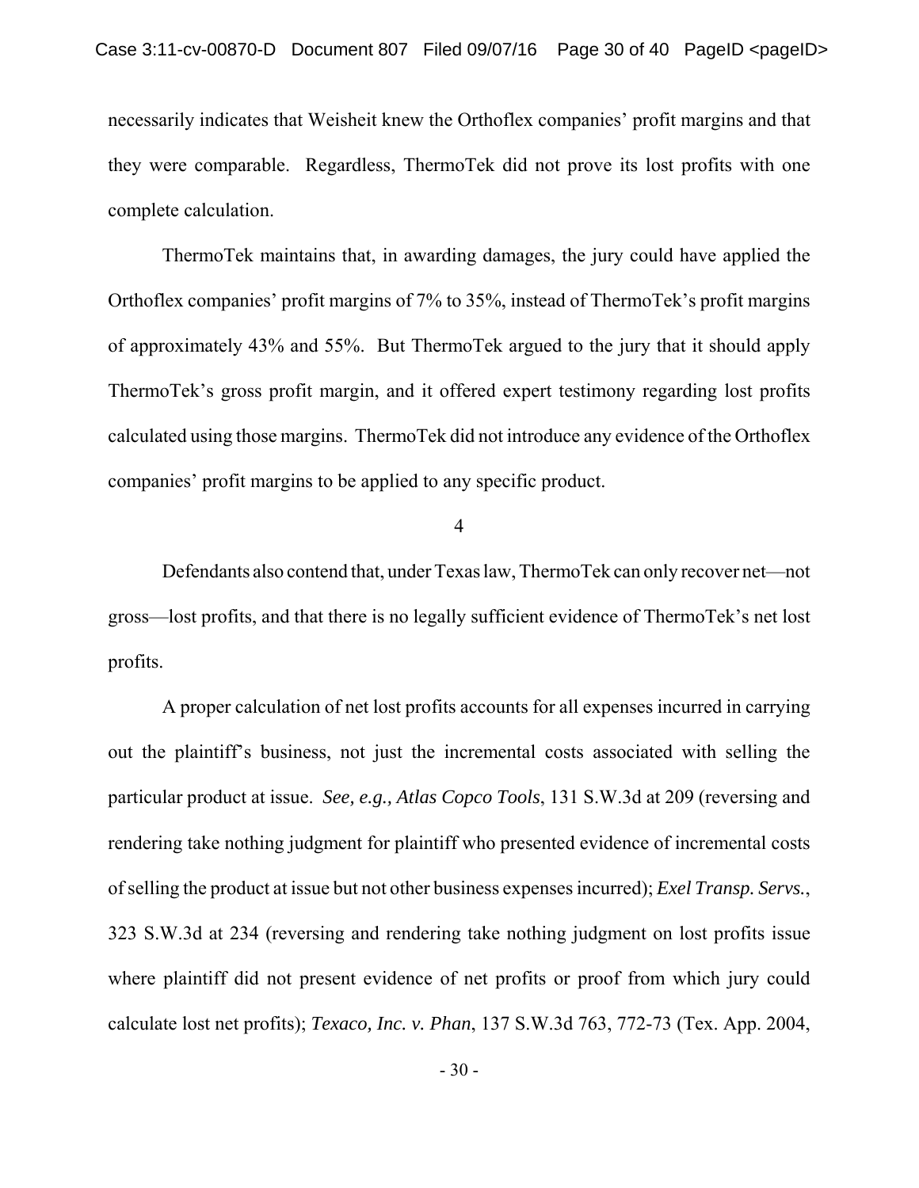necessarily indicates that Weisheit knew the Orthoflex companies' profit margins and that they were comparable. Regardless, ThermoTek did not prove its lost profits with one complete calculation.

ThermoTek maintains that, in awarding damages, the jury could have applied the Orthoflex companies' profit margins of 7% to 35%, instead of ThermoTek's profit margins of approximately 43% and 55%. But ThermoTek argued to the jury that it should apply ThermoTek's gross profit margin, and it offered expert testimony regarding lost profits calculated using those margins. ThermoTek did not introduce any evidence of the Orthoflex companies' profit margins to be applied to any specific product.

4

Defendants also contend that, under Texas law, ThermoTek can only recover net—not gross—lost profits, and that there is no legally sufficient evidence of ThermoTek's net lost profits.

A proper calculation of net lost profits accounts for all expenses incurred in carrying out the plaintiff's business, not just the incremental costs associated with selling the particular product at issue. *See, e.g.*, *Atlas Copco Tools*, 131 S.W.3d at 209 (reversing and rendering take nothing judgment for plaintiff who presented evidence of incremental costs of selling the product at issue but not other business expenses incurred); *Exel Transp. Servs.*, 323 S.W.3d at 234 (reversing and rendering take nothing judgment on lost profits issue where plaintiff did not present evidence of net profits or proof from which jury could calculate lost net profits); *Texaco, Inc. v. Phan*, 137 S.W.3d 763, 772-73 (Tex. App. 2004,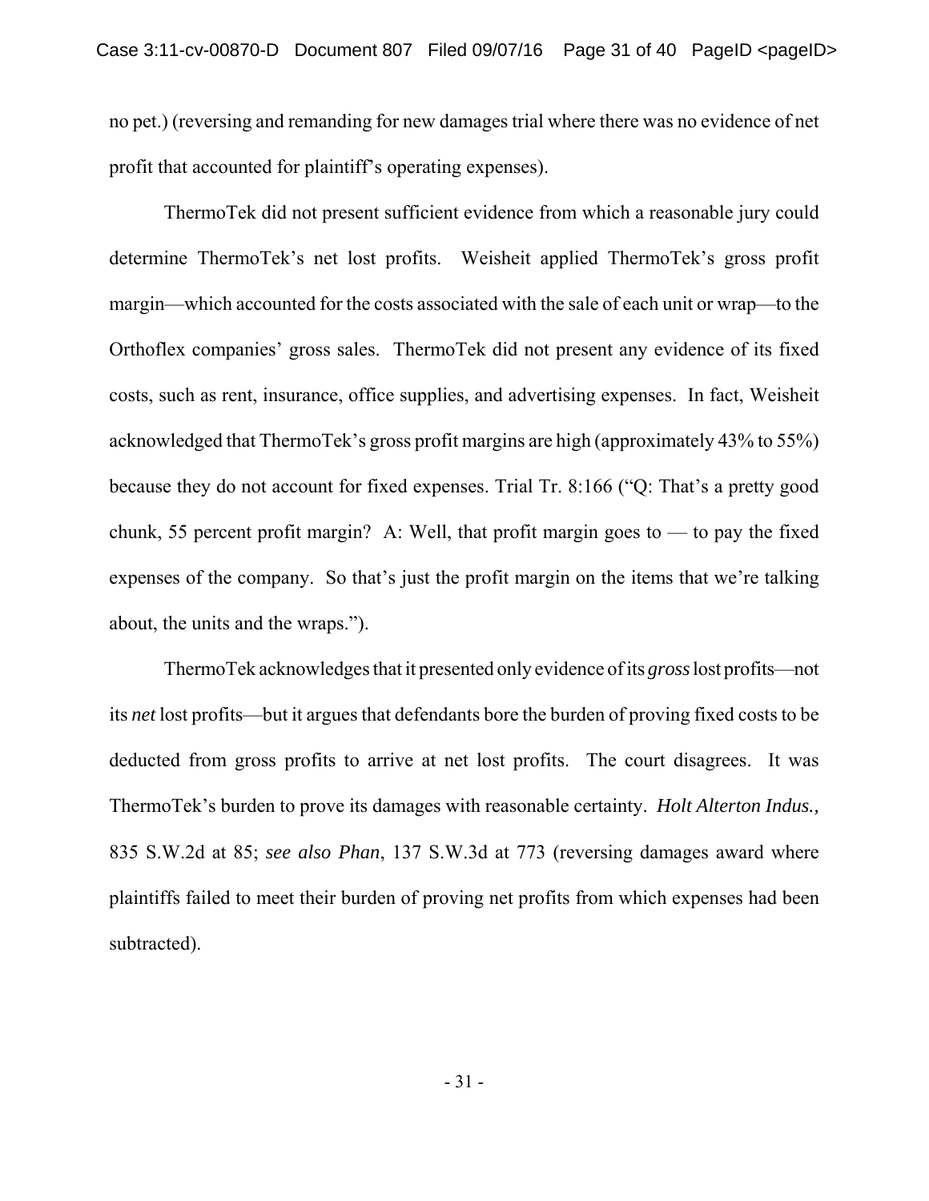no pet.) (reversing and remanding for new damages trial where there was no evidence of net profit that accounted for plaintiff's operating expenses).

ThermoTek did not present sufficient evidence from which a reasonable jury could determine ThermoTek's net lost profits. Weisheit applied ThermoTek's gross profit margin—which accounted for the costs associated with the sale of each unit or wrap—to the Orthoflex companies' gross sales. ThermoTek did not present any evidence of its fixed costs, such as rent, insurance, office supplies, and advertising expenses. In fact, Weisheit acknowledged that ThermoTek's gross profit margins are high (approximately 43% to 55%) because they do not account for fixed expenses. Trial Tr. 8:166 ("Q: That's a pretty good chunk, 55 percent profit margin? A: Well, that profit margin goes to — to pay the fixed expenses of the company. So that's just the profit margin on the items that we're talking about, the units and the wraps.").

ThermoTek acknowledges that it presented only evidence of its *gross* lost profits—not its *net* lost profits—but it argues that defendants bore the burden of proving fixed costs to be deducted from gross profits to arrive at net lost profits. The court disagrees. It was ThermoTek's burden to prove its damages with reasonable certainty. *Holt Alterton Indus.*, 835 S.W.2d at 85; *see also Phan*, 137 S.W.3d at 773 (reversing damages award where plaintiffs failed to meet their burden of proving net profits from which expenses had been subtracted).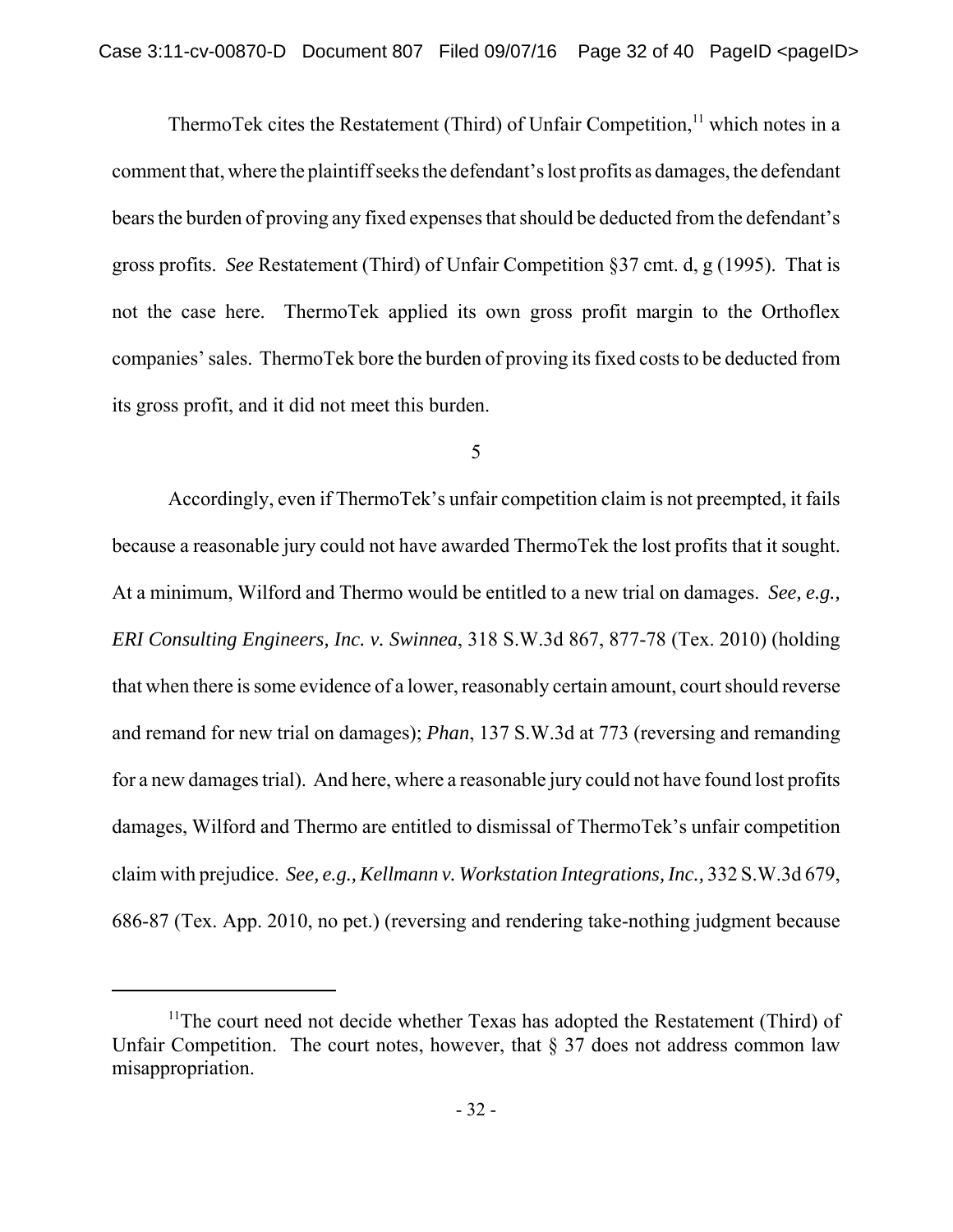ThermoTek cites the Restatement (Third) of Unfair Competition,[11] which notes in a comment that, where the plaintiff seeks the defendant's lost profits as damages, the defendant bears the burden of proving any fixed expenses that should be deducted from the defendant's gross profits. *See* Restatement (Third) of Unfair Competition §37 cmt. d, g (1995). That is not the case here. ThermoTek applied its own gross profit margin to the Orthoflex companies' sales. ThermoTek bore the burden of proving its fixed costs to be deducted from its gross profit, and it did not meet this burden.

5

Accordingly, even if ThermoTek's unfair competition claim is not preempted, it fails because a reasonable jury could not have awarded ThermoTek the lost profits that it sought. At a minimum, Wilford and Thermo would be entitled to a new trial on damages. *See, e.g., ERI Consulting Engineers, Inc. v. Swinnea*, 318 S.W.3d 867, 877-78 (Tex. 2010) (holding that when there is some evidence of a lower, reasonably certain amount, court should reverse and remand for new trial on damages); *Phan*, 137 S.W.3d at 773 (reversing and remanding for a new damages trial). And here, where a reasonable jury could not have found lost profits damages, Wilford and Thermo are entitled to dismissal of ThermoTek's unfair competition claim with prejudice. *See, e.g., Kellmann v. Workstation Integrations, Inc.*, 332 S.W.3d 679, 686-87 (Tex. App. 2010, no pet.) (reversing and rendering take-nothing judgment because

---

[11]The court need not decide whether Texas has adopted the Restatement (Third) of Unfair Competition. The court notes, however, that § 37 does not address common law misappropriation.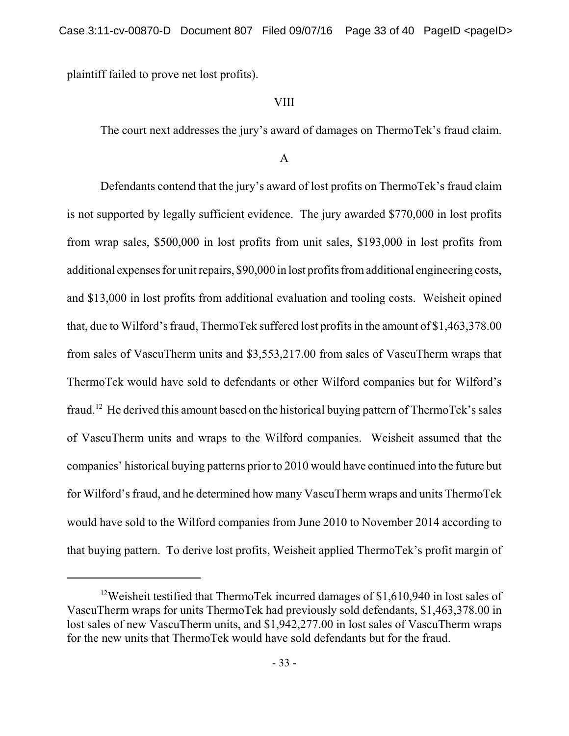plaintiff failed to prove net lost profits).

## VIII

The court next addresses the jury's award of damages on ThermoTek's fraud claim.

### A

Defendants contend that the jury's award of lost profits on ThermoTek's fraud claim is not supported by legally sufficient evidence. The jury awarded $770,000 in lost profits from wrap sales, $500,000 in lost profits from unit sales, $193,000 in lost profits from additional expenses for unit repairs, $90,000 in lost profits from additional engineering costs, and $13,000 in lost profits from additional evaluation and tooling costs. Weisheit opined that, due to Wilford's fraud, ThermoTek suffered lost profits in the amount of $1,463,378.00 from sales of VascuTherm units and $3,553,217.00 from sales of VascuTherm wraps that ThermoTek would have sold to defendants or other Wilford companies but for Wilford's fraud.[12] He derived this amount based on the historical buying pattern of ThermoTek's sales of VascuTherm units and wraps to the Wilford companies. Weisheit assumed that the companies' historical buying patterns prior to 2010 would have continued into the future but for Wilford's fraud, and he determined how many VascuTherm wraps and units ThermoTek would have sold to the Wilford companies from June 2010 to November 2014 according to that buying pattern. To derive lost profits, Weisheit applied ThermoTek's profit margin of

---

[12]Weisheit testified that ThermoTek incurred damages of $1,610,940 in lost sales of VascuTherm wraps for units ThermoTek had previously sold defendants, $1,463,378.00 in lost sales of new VascuTherm units, and $1,942,277.00 in lost sales of VascuTherm wraps for the new units that ThermoTek would have sold defendants but for the fraud.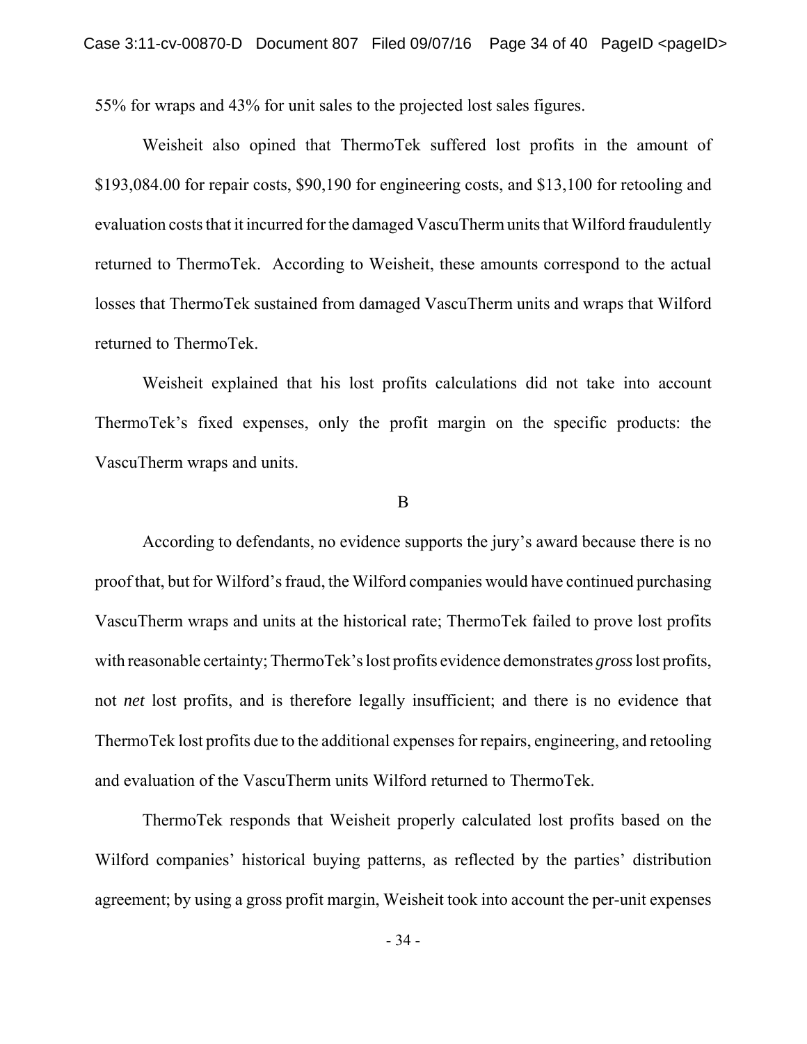55% for wraps and 43% for unit sales to the projected lost sales figures.

Weisheit also opined that ThermoTek suffered lost profits in the amount of $193,084.00 for repair costs, $90,190 for engineering costs, and $13,100 for retooling and evaluation costs that it incurred for the damaged VascuTherm units that Wilford fraudulently returned to ThermoTek. According to Weisheit, these amounts correspond to the actual losses that ThermoTek sustained from damaged VascuTherm units and wraps that Wilford returned to ThermoTek.

Weisheit explained that his lost profits calculations did not take into account ThermoTek's fixed expenses, only the profit margin on the specific products: the VascuTherm wraps and units.

B

According to defendants, no evidence supports the jury's award because there is no proof that, but for Wilford's fraud, the Wilford companies would have continued purchasing VascuTherm wraps and units at the historical rate; ThermoTek failed to prove lost profits with reasonable certainty; ThermoTek's lost profits evidence demonstrates *gross* lost profits, not *net* lost profits, and is therefore legally insufficient; and there is no evidence that ThermoTek lost profits due to the additional expenses for repairs, engineering, and retooling and evaluation of the VascuTherm units Wilford returned to ThermoTek.

ThermoTek responds that Weisheit properly calculated lost profits based on the Wilford companies' historical buying patterns, as reflected by the parties' distribution agreement; by using a gross profit margin, Weisheit took into account the per-unit expenses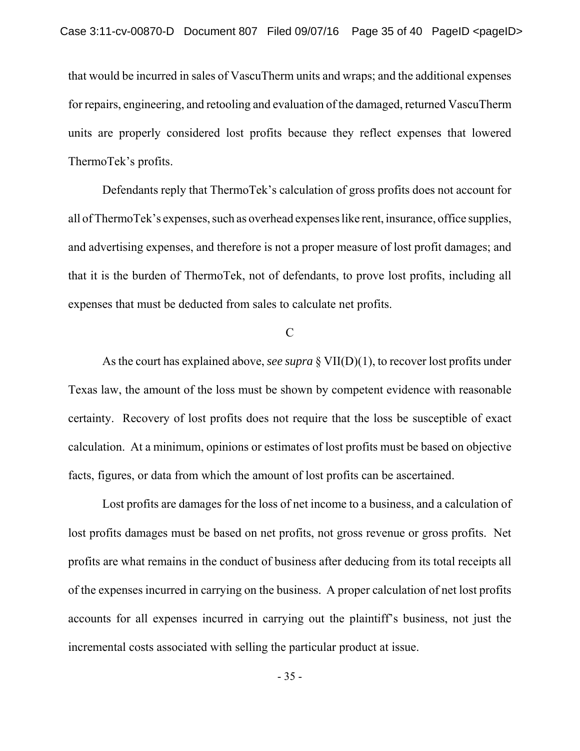that would be incurred in sales of VascuTherm units and wraps; and the additional expenses for repairs, engineering, and retooling and evaluation of the damaged, returned VascuTherm units are properly considered lost profits because they reflect expenses that lowered ThermoTek's profits.

Defendants reply that ThermoTek's calculation of gross profits does not account for all of ThermoTek's expenses, such as overhead expenses like rent, insurance, office supplies, and advertising expenses, and therefore is not a proper measure of lost profit damages; and that it is the burden of ThermoTek, not of defendants, to prove lost profits, including all expenses that must be deducted from sales to calculate net profits.

C

As the court has explained above, *see supra* § VII(D)(1), to recover lost profits under Texas law, the amount of the loss must be shown by competent evidence with reasonable certainty. Recovery of lost profits does not require that the loss be susceptible of exact calculation. At a minimum, opinions or estimates of lost profits must be based on objective facts, figures, or data from which the amount of lost profits can be ascertained.

Lost profits are damages for the loss of net income to a business, and a calculation of lost profits damages must be based on net profits, not gross revenue or gross profits. Net profits are what remains in the conduct of business after deducing from its total receipts all of the expenses incurred in carrying on the business. A proper calculation of net lost profits accounts for all expenses incurred in carrying out the plaintiff's business, not just the incremental costs associated with selling the particular product at issue.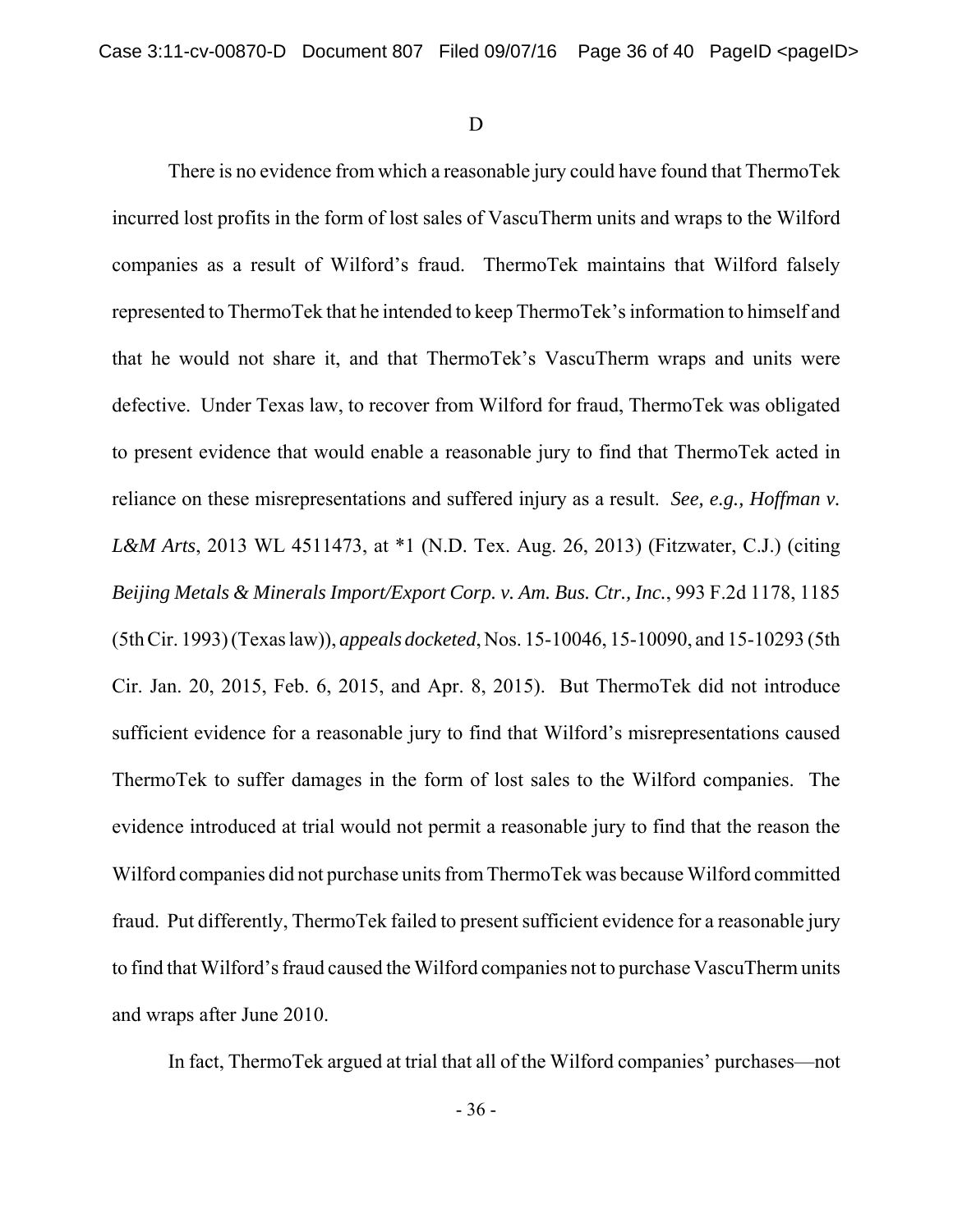D

There is no evidence from which a reasonable jury could have found that ThermoTek incurred lost profits in the form of lost sales of VascuTherm units and wraps to the Wilford companies as a result of Wilford's fraud. ThermoTek maintains that Wilford falsely represented to ThermoTek that he intended to keep ThermoTek's information to himself and that he would not share it, and that ThermoTek's VascuTherm wraps and units were defective. Under Texas law, to recover from Wilford for fraud, ThermoTek was obligated to present evidence that would enable a reasonable jury to find that ThermoTek acted in reliance on these misrepresentations and suffered injury as a result. *See, e.g., Hoffman v. L&M Arts*, 2013 WL 4511473, at *1 (N.D. Tex. Aug. 26, 2013) (Fitzwater, C.J.) (citing *Beijing Metals & Minerals Import/Export Corp. v. Am. Bus. Ctr., Inc.*, 993 F.2d 1178, 1185 (5th Cir. 1993) (Texas law)), *appeals docketed*, Nos. 15-10046, 15-10090, and 15-10293 (5th Cir. Jan. 20, 2015, Feb. 6, 2015, and Apr. 8, 2015). But ThermoTek did not introduce sufficient evidence for a reasonable jury to find that Wilford's misrepresentations caused ThermoTek to suffer damages in the form of lost sales to the Wilford companies. The evidence introduced at trial would not permit a reasonable jury to find that the reason the Wilford companies did not purchase units from ThermoTek was because Wilford committed fraud. Put differently, ThermoTek failed to present sufficient evidence for a reasonable jury to find that Wilford's fraud caused the Wilford companies not to purchase VascuTherm units and wraps after June 2010.

In fact, ThermoTek argued at trial that all of the Wilford companies' purchases—not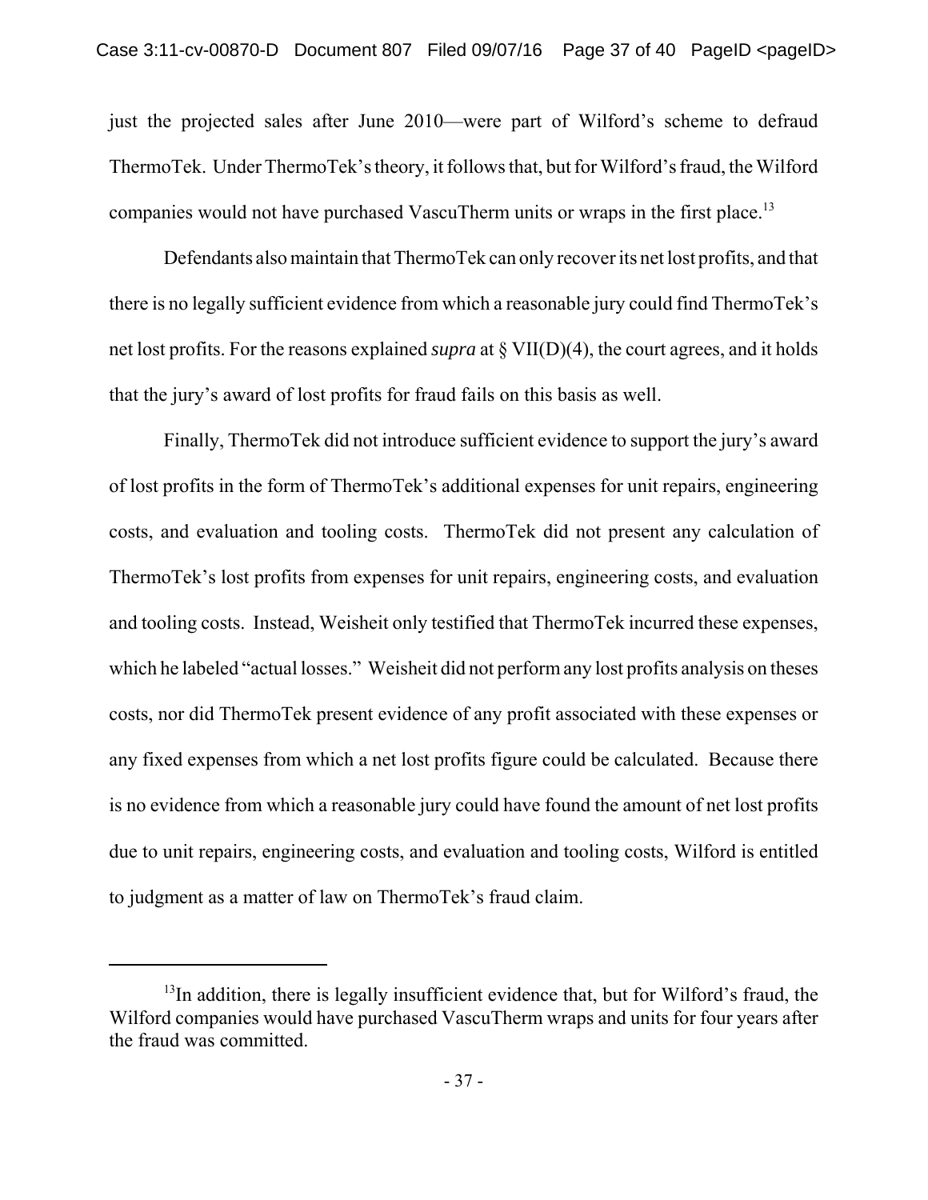just the projected sales after June 2010—were part of Wilford's scheme to defraud ThermoTek. Under ThermoTek's theory, it follows that, but for Wilford's fraud, the Wilford companies would not have purchased VascuTherm units or wraps in the first place.[13]

Defendants also maintain that ThermoTek can only recover its net lost profits, and that there is no legally sufficient evidence from which a reasonable jury could find ThermoTek's net lost profits. For the reasons explained *supra* at § VII(D)(4), the court agrees, and it holds that the jury's award of lost profits for fraud fails on this basis as well.

Finally, ThermoTek did not introduce sufficient evidence to support the jury's award of lost profits in the form of ThermoTek's additional expenses for unit repairs, engineering costs, and evaluation and tooling costs. ThermoTek did not present any calculation of ThermoTek's lost profits from expenses for unit repairs, engineering costs, and evaluation and tooling costs. Instead, Weisheit only testified that ThermoTek incurred these expenses, which he labeled "actual losses." Weisheit did not perform any lost profits analysis on theses costs, nor did ThermoTek present evidence of any profit associated with these expenses or any fixed expenses from which a net lost profits figure could be calculated. Because there is no evidence from which a reasonable jury could have found the amount of net lost profits due to unit repairs, engineering costs, and evaluation and tooling costs, Wilford is entitled to judgment as a matter of law on ThermoTek's fraud claim.

---

[13]In addition, there is legally insufficient evidence that, but for Wilford's fraud, the Wilford companies would have purchased VascuTherm wraps and units for four years after the fraud was committed.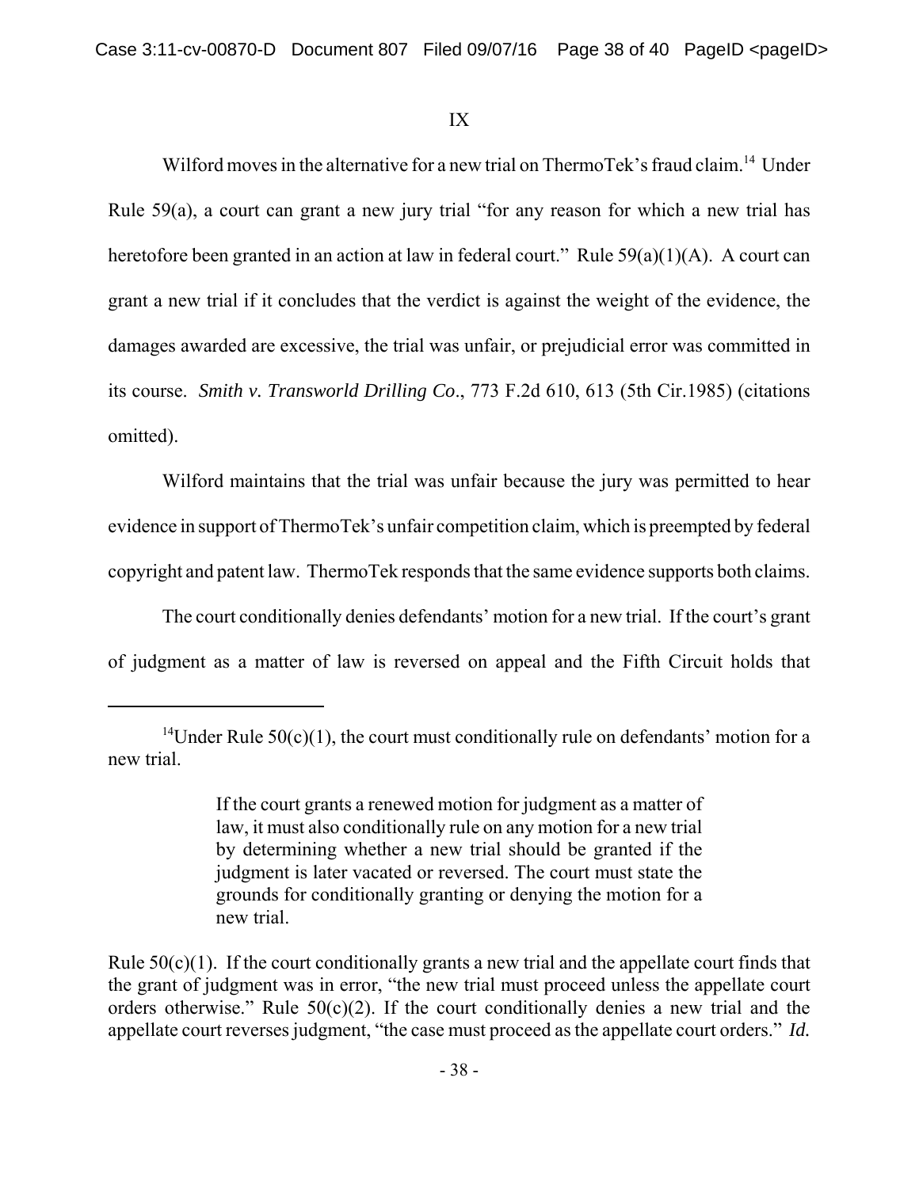IX

Wilford moves in the alternative for a new trial on ThermoTek's fraud claim.[14] Under Rule 59(a), a court can grant a new jury trial "for any reason for which a new trial has heretofore been granted in an action at law in federal court." Rule 59(a)(1)(A). A court can grant a new trial if it concludes that the verdict is against the weight of the evidence, the damages awarded are excessive, the trial was unfair, or prejudicial error was committed in its course. *Smith v. Transworld Drilling Co*., 773 F.2d 610, 613 (5th Cir.1985) (citations omitted).

Wilford maintains that the trial was unfair because the jury was permitted to hear evidence in support of ThermoTek's unfair competition claim, which is preempted by federal copyright and patent law. ThermoTek responds that the same evidence supports both claims.

The court conditionally denies defendants' motion for a new trial. If the court's grant of judgment as a matter of law is reversed on appeal and the Fifth Circuit holds that

---

[14]Under Rule 50(c)(1), the court must conditionally rule on defendants' motion for a new trial.

> If the court grants a renewed motion for judgment as a matter of law, it must also conditionally rule on any motion for a new trial by determining whether a new trial should be granted if the judgment is later vacated or reversed. The court must state the grounds for conditionally granting or denying the motion for a new trial.

Rule 50(c)(1). If the court conditionally grants a new trial and the appellate court finds that the grant of judgment was in error, "the new trial must proceed unless the appellate court orders otherwise." Rule 50(c)(2). If the court conditionally denies a new trial and the appellate court reverses judgment, "the case must proceed as the appellate court orders." *Id.*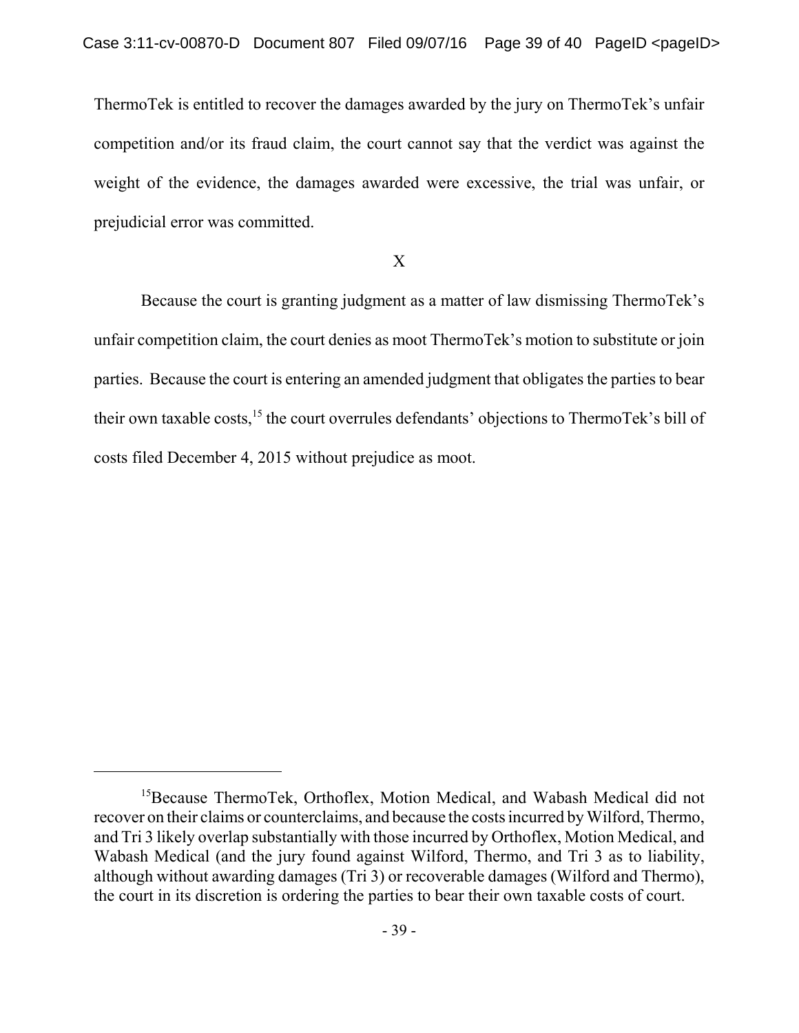ThermoTek is entitled to recover the damages awarded by the jury on ThermoTek's unfair competition and/or its fraud claim, the court cannot say that the verdict was against the weight of the evidence, the damages awarded were excessive, the trial was unfair, or prejudicial error was committed.

## X

Because the court is granting judgment as a matter of law dismissing ThermoTek's unfair competition claim, the court denies as moot ThermoTek's motion to substitute or join parties. Because the court is entering an amended judgment that obligates the parties to bear their own taxable costs,[15] the court overrules defendants' objections to ThermoTek's bill of costs filed December 4, 2015 without prejudice as moot.

---

[15]Because ThermoTek, Orthoflex, Motion Medical, and Wabash Medical did not recover on their claims or counterclaims, and because the costs incurred by Wilford, Thermo, and Tri 3 likely overlap substantially with those incurred by Orthoflex, Motion Medical, and Wabash Medical (and the jury found against Wilford, Thermo, and Tri 3 as to liability, although without awarding damages (Tri 3) or recoverable damages (Wilford and Thermo), the court in its discretion is ordering the parties to bear their own taxable costs of court.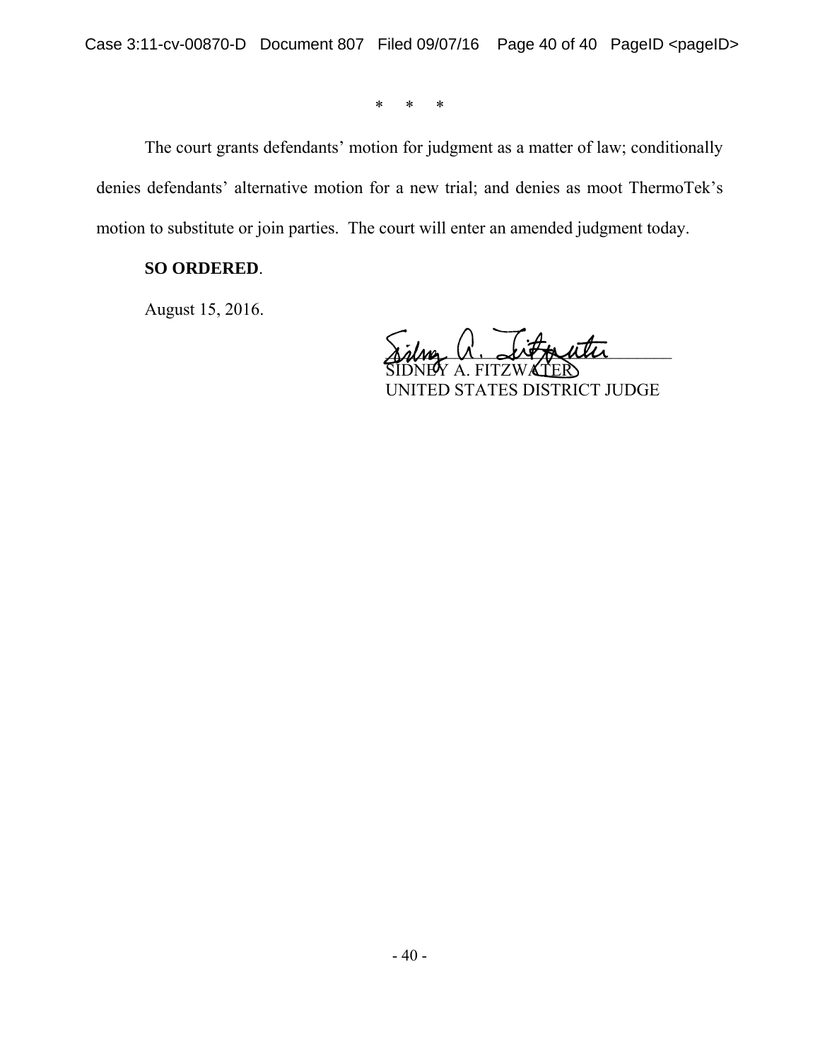\* \* \*

The court grants defendants' motion for judgment as a matter of law; conditionally denies defendants' alternative motion for a new trial; and denies as moot ThermoTek's motion to substitute or join parties. The court will enter an amended judgment today.

**SO ORDERED**.

August 15, 2016.

SIDNEY A. FITZWATER
UNITED STATES DISTRICT JUDGE